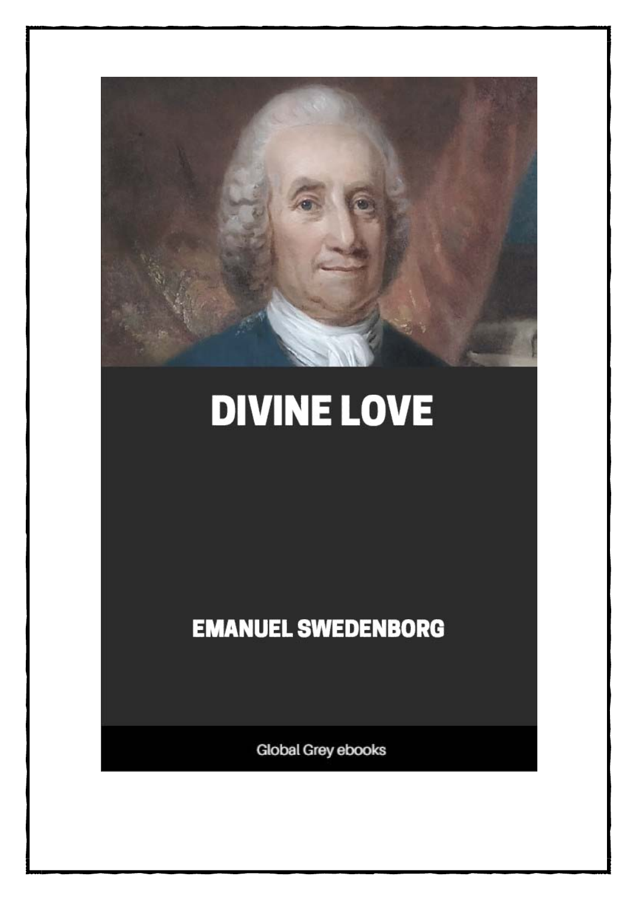# DIVINE LOVE

EMANUEL SWEDENBORG

Global Grey ebooks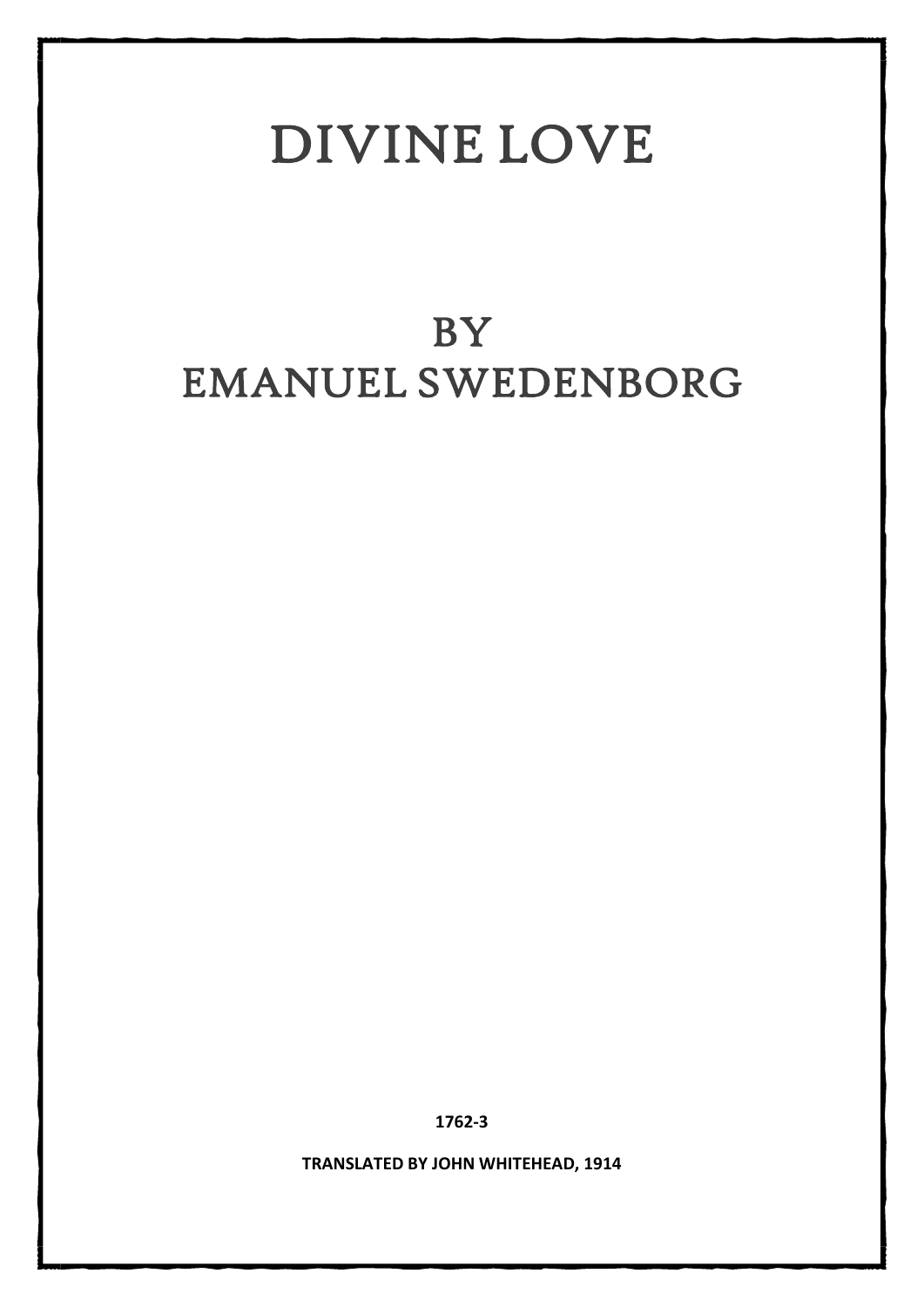# DIVINE LOVE

## BY
## EMANUEL SWEDENBORG

**1762-3**

**TRANSLATED BY JOHN WHITEHEAD, 1914**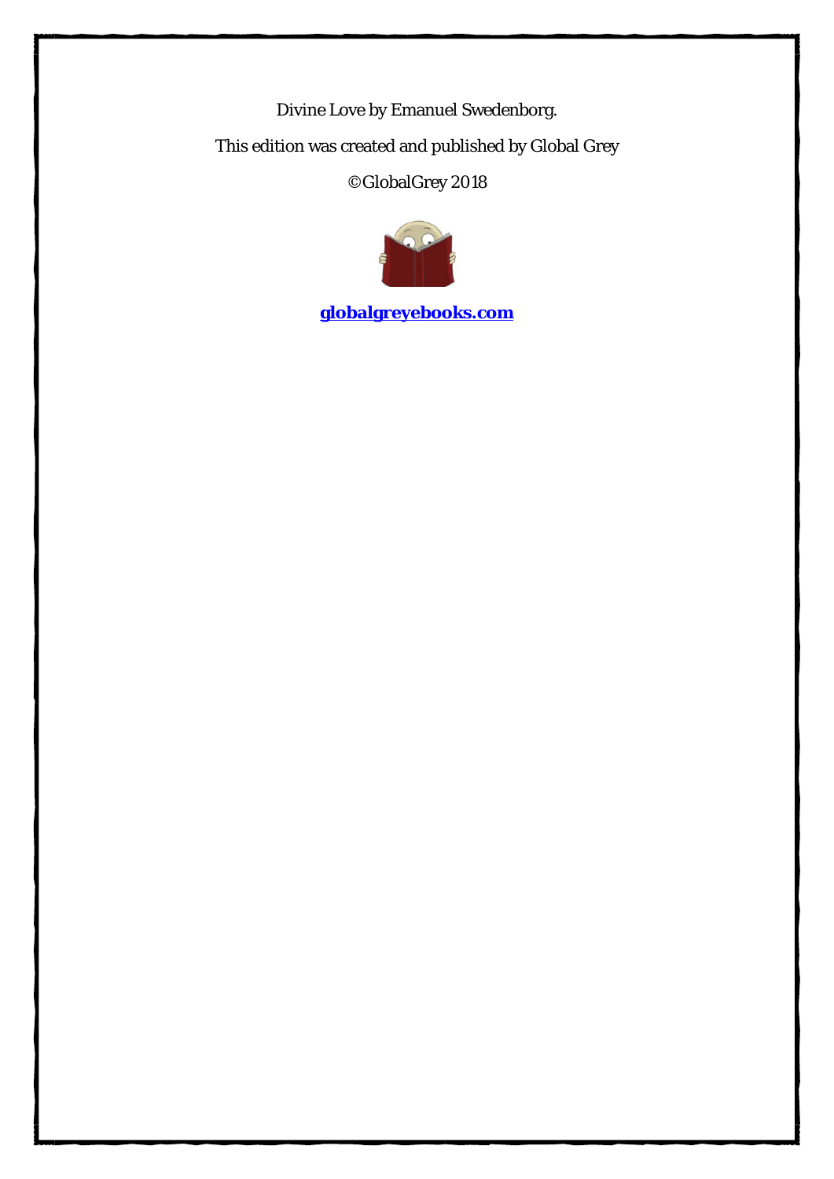Divine Love by Emanuel Swedenborg.

This edition was created and published by Global Grey

©GlobalGrey 2018

**globalgreyebooks.com**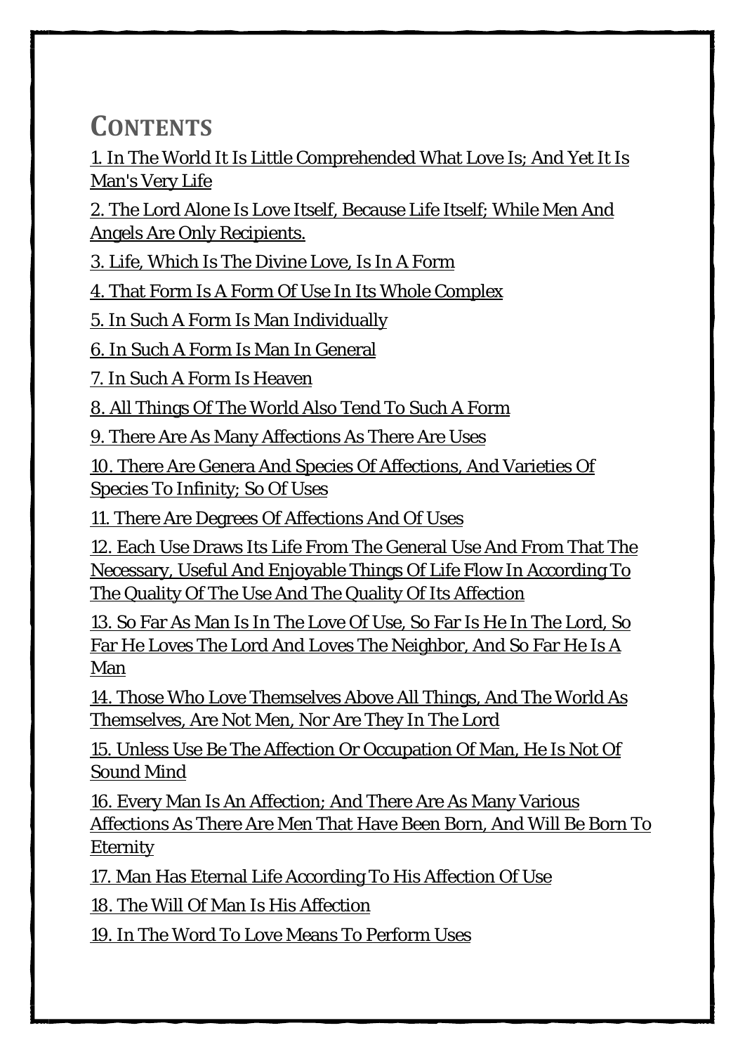# CONTENTS

1. In The World It Is Little Comprehended What Love Is; And Yet It Is Man's Very Life

2. The Lord Alone Is Love Itself, Because Life Itself; While Men And Angels Are Only Recipients.

3. Life, Which Is The Divine Love, Is In A Form

4. That Form Is A Form Of Use In Its Whole Complex

5. In Such A Form Is Man Individually

6. In Such A Form Is Man In General

7. In Such A Form Is Heaven

8. All Things Of The World Also Tend To Such A Form

9. There Are As Many Affections As There Are Uses

10. There Are Genera And Species Of Affections, And Varieties Of Species To Infinity; So Of Uses

11. There Are Degrees Of Affections And Of Uses

12. Each Use Draws Its Life From The General Use And From That The Necessary, Useful And Enjoyable Things Of Life Flow In According To The Quality Of The Use And The Quality Of Its Affection

13. So Far As Man Is In The Love Of Use, So Far Is He In The Lord, So Far He Loves The Lord And Loves The Neighbor, And So Far He Is A Man

14. Those Who Love Themselves Above All Things, And The World As Themselves, Are Not Men, Nor Are They In The Lord

15. Unless Use Be The Affection Or Occupation Of Man, He Is Not Of Sound Mind

16. Every Man Is An Affection; And There Are As Many Various Affections As There Are Men That Have Been Born, And Will Be Born To Eternity

17. Man Has Eternal Life According To His Affection Of Use

18. The Will Of Man Is His Affection

19. In The Word To Love Means To Perform Uses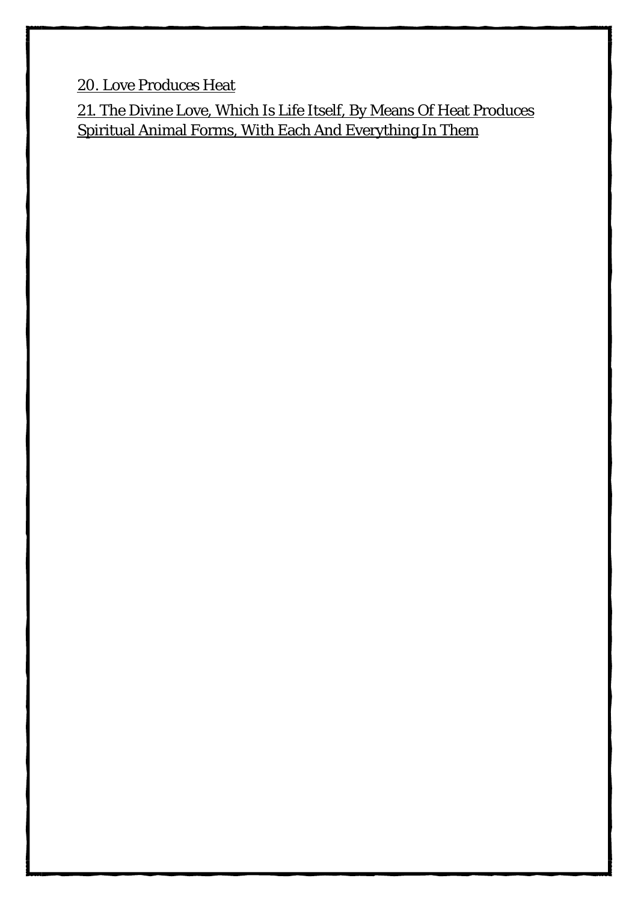20. Love Produces Heat

21. The Divine Love, Which Is Life Itself, By Means Of Heat Produces Spiritual Animal Forms, With Each And Everything In Them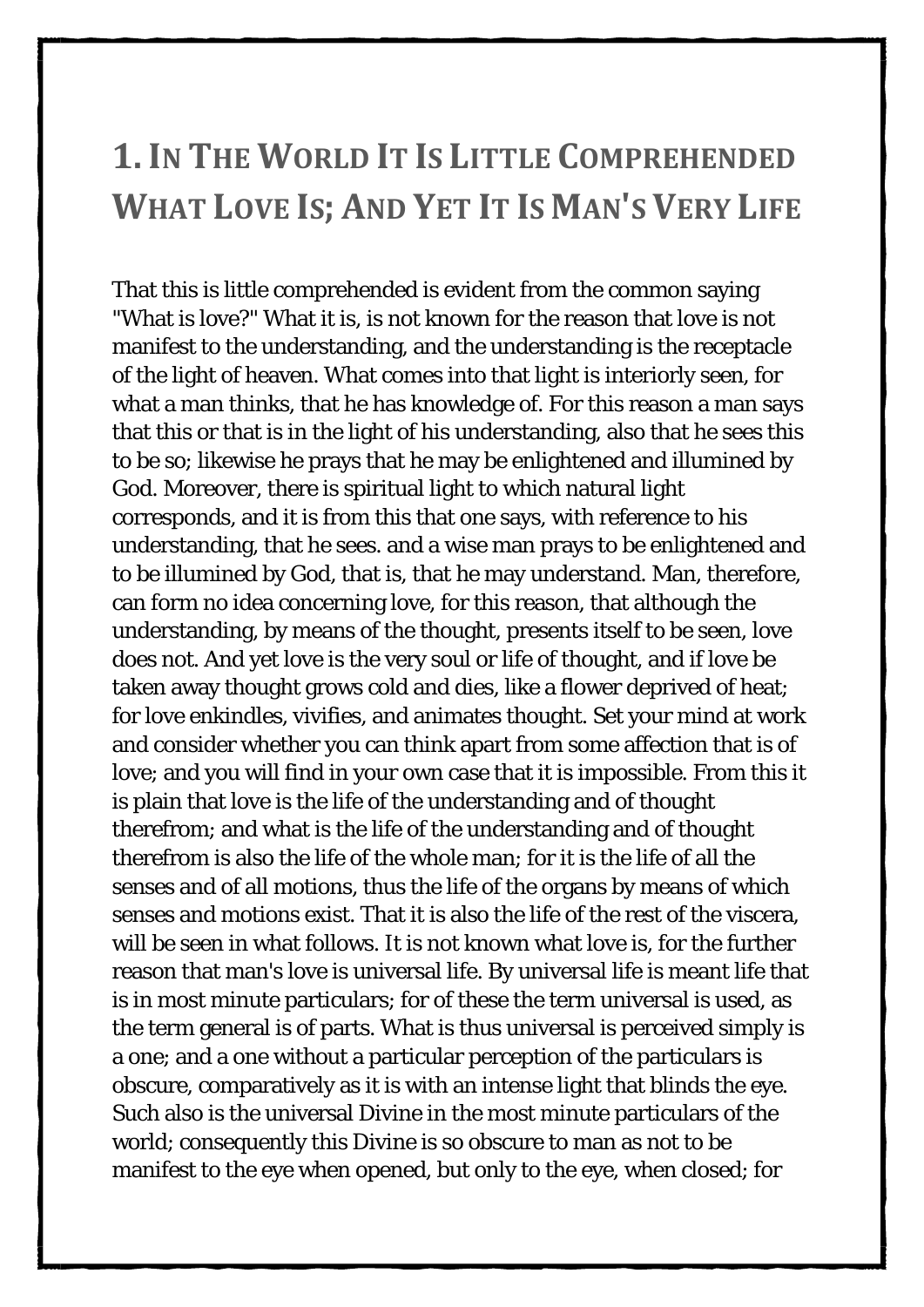# 1. In The World It Is Little Comprehended What Love Is; And Yet It Is Man's Very Life

That this is little comprehended is evident from the common saying "What is love?" What it is, is not known for the reason that love is not manifest to the understanding, and the understanding is the receptacle of the light of heaven. What comes into that light is interiorly seen, for what a man thinks, that he has knowledge of. For this reason a man says that this or that is in the light of his understanding, also that he sees this to be so; likewise he prays that he may be enlightened and illumined by God. Moreover, there is spiritual light to which natural light corresponds, and it is from this that one says, with reference to his understanding, that he sees. and a wise man prays to be enlightened and to be illumined by God, that is, that he may understand. Man, therefore, can form no idea concerning love, for this reason, that although the understanding, by means of the thought, presents itself to be seen, love does not. And yet love is the very soul or life of thought, and if love be taken away thought grows cold and dies, like a flower deprived of heat; for love enkindles, vivifies, and animates thought. Set your mind at work and consider whether you can think apart from some affection that is of love; and you will find in your own case that it is impossible. From this it is plain that love is the life of the understanding and of thought therefrom; and what is the life of the understanding and of thought therefrom is also the life of the whole man; for it is the life of all the senses and of all motions, thus the life of the organs by means of which senses and motions exist. That it is also the life of the rest of the viscera, will be seen in what follows. It is not known what love is, for the further reason that man's love is universal life. By universal life is meant life that is in most minute particulars; for of these the term universal is used, as the term general is of parts. What is thus universal is perceived simply is a one; and a one without a particular perception of the particulars is obscure, comparatively as it is with an intense light that blinds the eye. Such also is the universal Divine in the most minute particulars of the world; consequently this Divine is so obscure to man as not to be manifest to the eye when opened, but only to the eye, when closed; for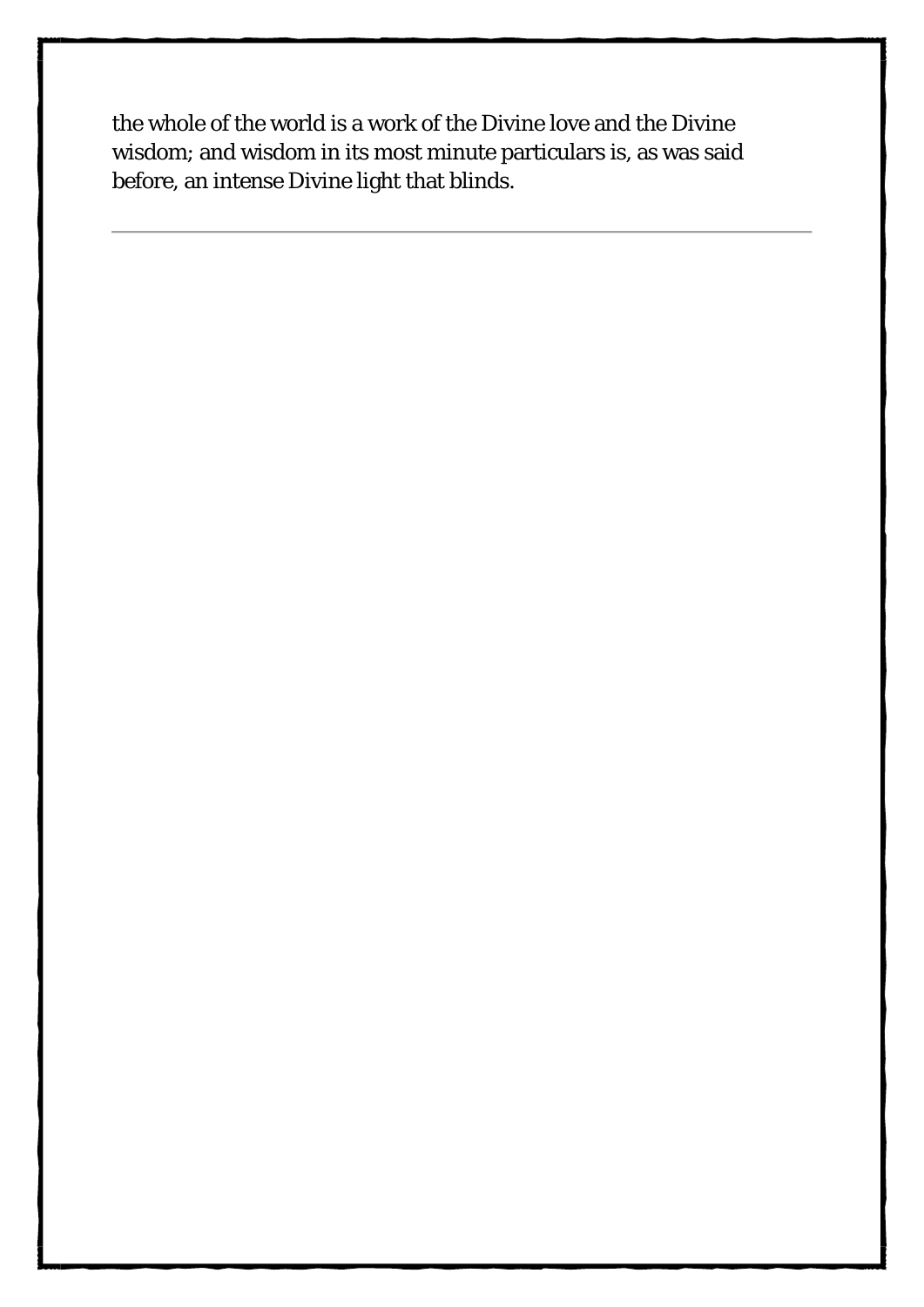the whole of the world is a work of the Divine love and the Divine wisdom; and wisdom in its most minute particulars is, as was said before, an intense Divine light that blinds.

---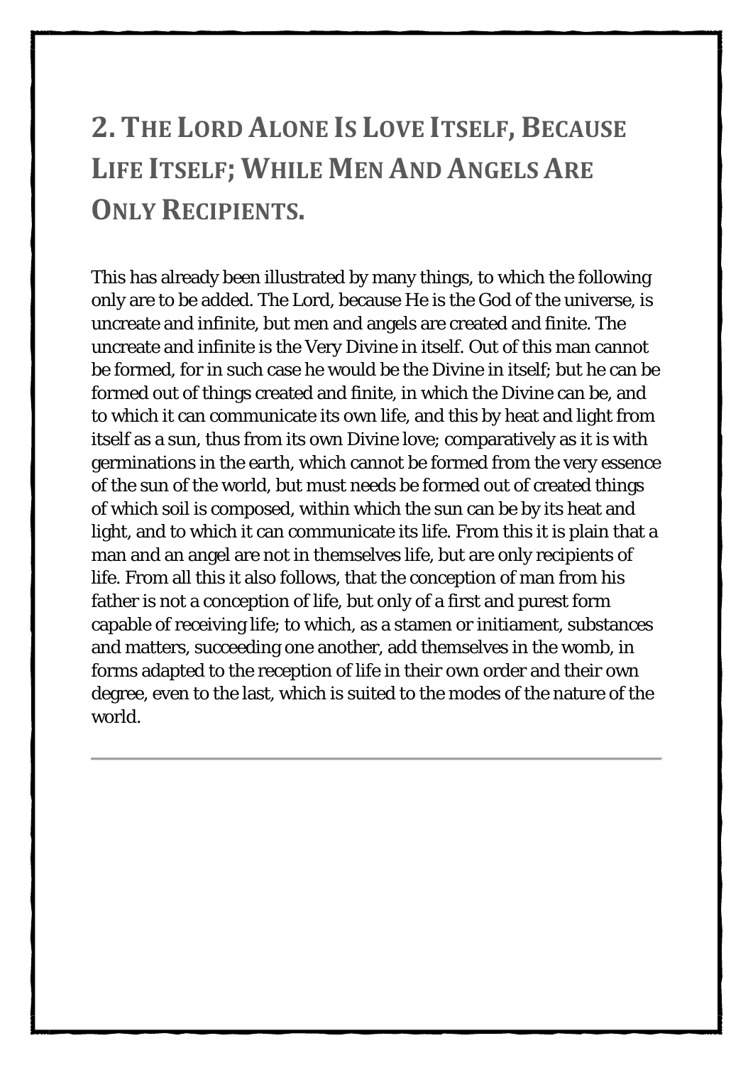## 2. The Lord Alone Is Love Itself, Because Life Itself; While Men And Angels Are Only Recipients.

This has already been illustrated by many things, to which the following only are to be added. The Lord, because He is the God of the universe, is uncreate and infinite, but men and angels are created and finite. The uncreate and infinite is the Very Divine in itself. Out of this man cannot be formed, for in such case he would be the Divine in itself; but he can be formed out of things created and finite, in which the Divine can be, and to which it can communicate its own life, and this by heat and light from itself as a sun, thus from its own Divine love; comparatively as it is with germinations in the earth, which cannot be formed from the very essence of the sun of the world, but must needs be formed out of created things of which soil is composed, within which the sun can be by its heat and light, and to which it can communicate its life. From this it is plain that a man and an angel are not in themselves life, but are only recipients of life. From all this it also follows, that the conception of man from his father is not a conception of life, but only of a first and purest form capable of receiving life; to which, as a stamen or initiament, substances and matters, succeeding one another, add themselves in the womb, in forms adapted to the reception of life in their own order and their own degree, even to the last, which is suited to the modes of the nature of the world.

---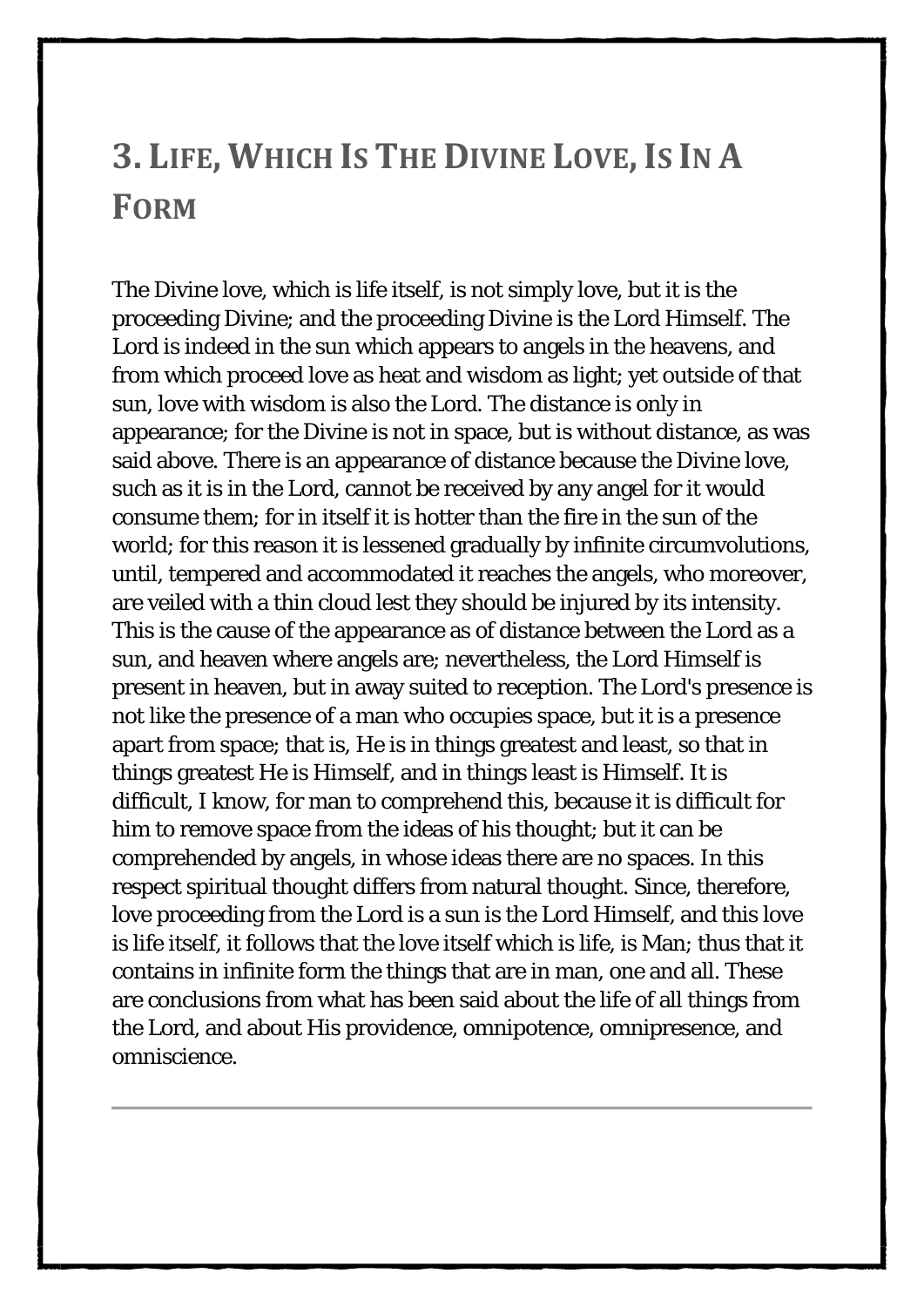## 3. Life, Which Is The Divine Love, Is In A Form

The Divine love, which is life itself, is not simply love, but it is the proceeding Divine; and the proceeding Divine is the Lord Himself. The Lord is indeed in the sun which appears to angels in the heavens, and from which proceed love as heat and wisdom as light; yet outside of that sun, love with wisdom is also the Lord. The distance is only in appearance; for the Divine is not in space, but is without distance, as was said above. There is an appearance of distance because the Divine love, such as it is in the Lord, cannot be received by any angel for it would consume them; for in itself it is hotter than the fire in the sun of the world; for this reason it is lessened gradually by infinite circumvolutions, until, tempered and accommodated it reaches the angels, who moreover, are veiled with a thin cloud lest they should be injured by its intensity. This is the cause of the appearance as of distance between the Lord as a sun, and heaven where angels are; nevertheless, the Lord Himself is present in heaven, but in away suited to reception. The Lord's presence is not like the presence of a man who occupies space, but it is a presence apart from space; that is, He is in things greatest and least, so that in things greatest He is Himself, and in things least is Himself. It is difficult, I know, for man to comprehend this, because it is difficult for him to remove space from the ideas of his thought; but it can be comprehended by angels, in whose ideas there are no spaces. In this respect spiritual thought differs from natural thought. Since, therefore, love proceeding from the Lord is a sun is the Lord Himself, and this love is life itself, it follows that the love itself which is life, is Man; thus that it contains in infinite form the things that are in man, one and all. These are conclusions from what has been said about the life of all things from the Lord, and about His providence, omnipotence, omnipresence, and omniscience.

---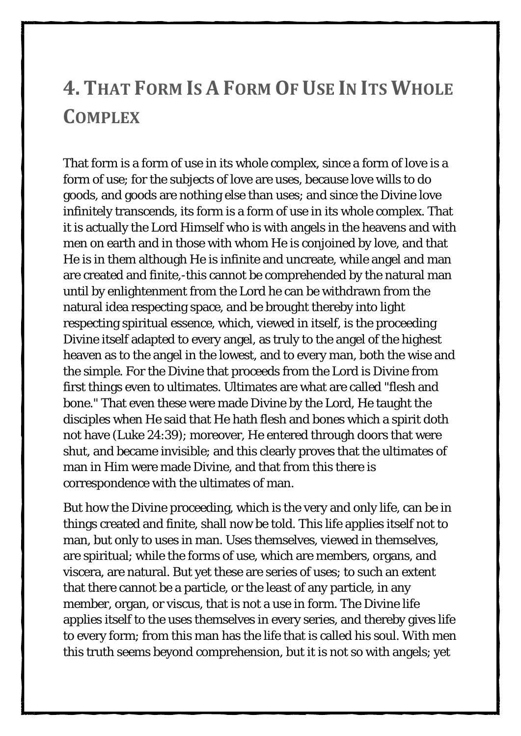# 4. That Form Is A Form Of Use In Its Whole Complex

That form is a form of use in its whole complex, since a form of love is a form of use; for the subjects of love are uses, because love wills to do goods, and goods are nothing else than uses; and since the Divine love infinitely transcends, its form is a form of use in its whole complex. That it is actually the Lord Himself who is with angels in the heavens and with men on earth and in those with whom He is conjoined by love, and that He is in them although He is infinite and uncreate, while angel and man are created and finite,-this cannot be comprehended by the natural man until by enlightenment from the Lord he can be withdrawn from the natural idea respecting space, and be brought thereby into light respecting spiritual essence, which, viewed in itself, is the proceeding Divine itself adapted to every angel, as truly to the angel of the highest heaven as to the angel in the lowest, and to every man, both the wise and the simple. For the Divine that proceeds from the Lord is Divine from first things even to ultimates. Ultimates are what are called "flesh and bone." That even these were made Divine by the Lord, He taught the disciples when He said that He hath flesh and bones which a spirit doth not have (Luke 24:39); moreover, He entered through doors that were shut, and became invisible; and this clearly proves that the ultimates of man in Him were made Divine, and that from this there is correspondence with the ultimates of man.

But how the Divine proceeding, which is the very and only life, can be in things created and finite, shall now be told. This life applies itself not to man, but only to uses in man. Uses themselves, viewed in themselves, are spiritual; while the forms of use, which are members, organs, and viscera, are natural. But yet these are series of uses; to such an extent that there cannot be a particle, or the least of any particle, in any member, organ, or viscus, that is not a use in form. The Divine life applies itself to the uses themselves in every series, and thereby gives life to every form; from this man has the life that is called his soul. With men this truth seems beyond comprehension, but it is not so with angels; yet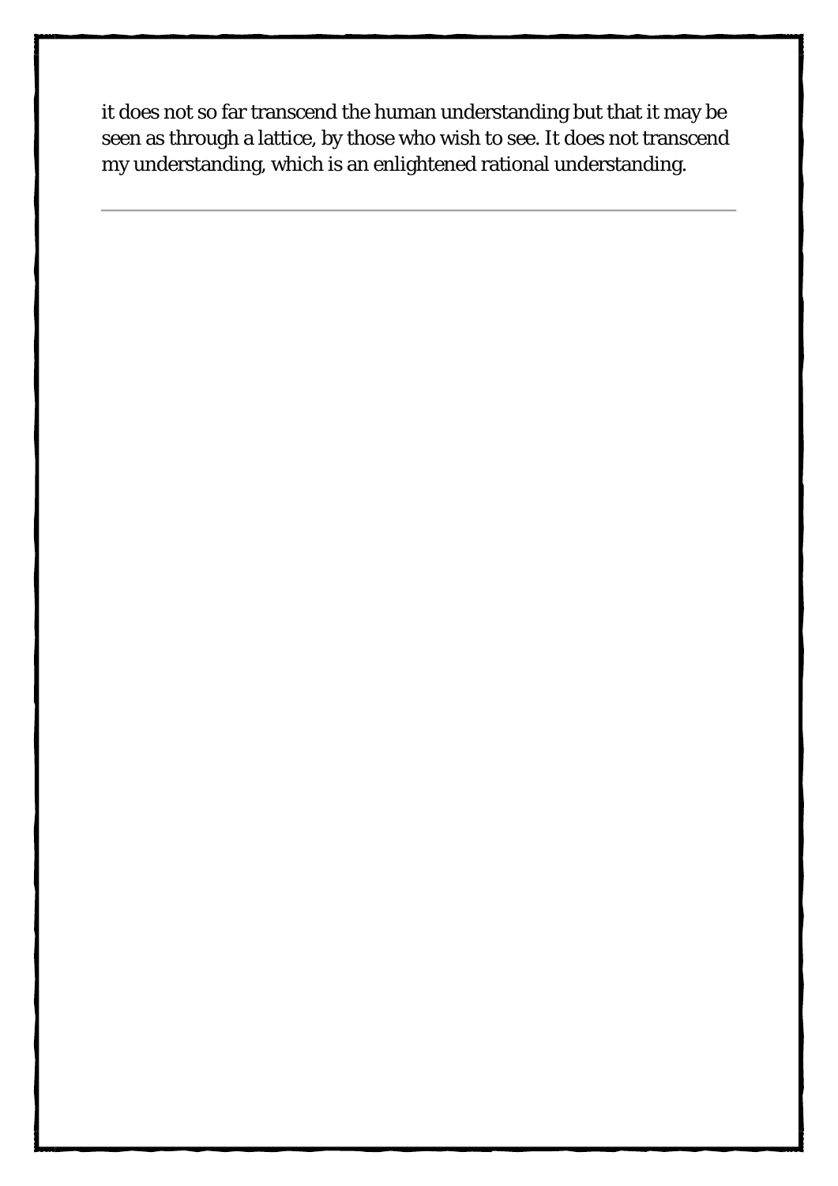it does not so far transcend the human understanding but that it may be seen as through a lattice, by those who wish to see. It does not transcend my understanding, which is an enlightened rational understanding.

---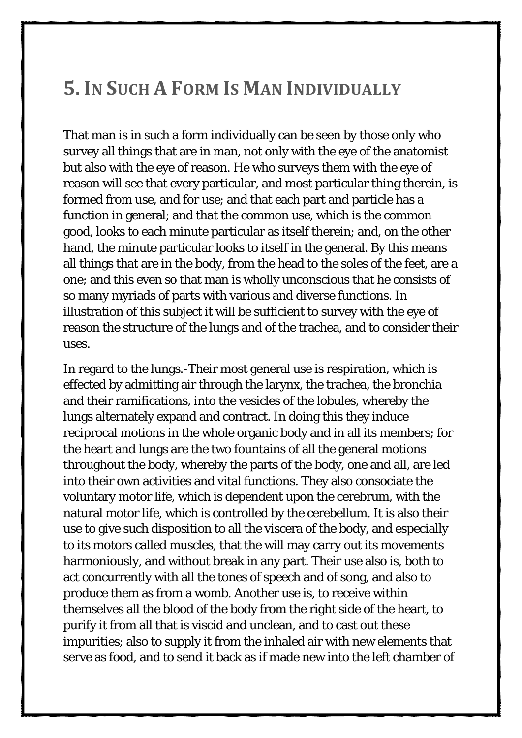## 5. In Such A Form Is Man Individually

That man is in such a form individually can be seen by those only who survey all things that are in man, not only with the eye of the anatomist but also with the eye of reason. He who surveys them with the eye of reason will see that every particular, and most particular thing therein, is formed from use, and for use; and that each part and particle has a function in general; and that the common use, which is the common good, looks to each minute particular as itself therein; and, on the other hand, the minute particular looks to itself in the general. By this means all things that are in the body, from the head to the soles of the feet, are a one; and this even so that man is wholly unconscious that he consists of so many myriads of parts with various and diverse functions. In illustration of this subject it will be sufficient to survey with the eye of reason the structure of the lungs and of the trachea, and to consider their uses.

In regard to the lungs.-Their most general use is respiration, which is effected by admitting air through the larynx, the trachea, the bronchia and their ramifications, into the vesicles of the lobules, whereby the lungs alternately expand and contract. In doing this they induce reciprocal motions in the whole organic body and in all its members; for the heart and lungs are the two fountains of all the general motions throughout the body, whereby the parts of the body, one and all, are led into their own activities and vital functions. They also consociate the voluntary motor life, which is dependent upon the cerebrum, with the natural motor life, which is controlled by the cerebellum. It is also their use to give such disposition to all the viscera of the body, and especially to its motors called muscles, that the will may carry out its movements harmoniously, and without break in any part. Their use also is, both to act concurrently with all the tones of speech and of song, and also to produce them as from a womb. Another use is, to receive within themselves all the blood of the body from the right side of the heart, to purify it from all that is viscid and unclean, and to cast out these impurities; also to supply it from the inhaled air with new elements that serve as food, and to send it back as if made new into the left chamber of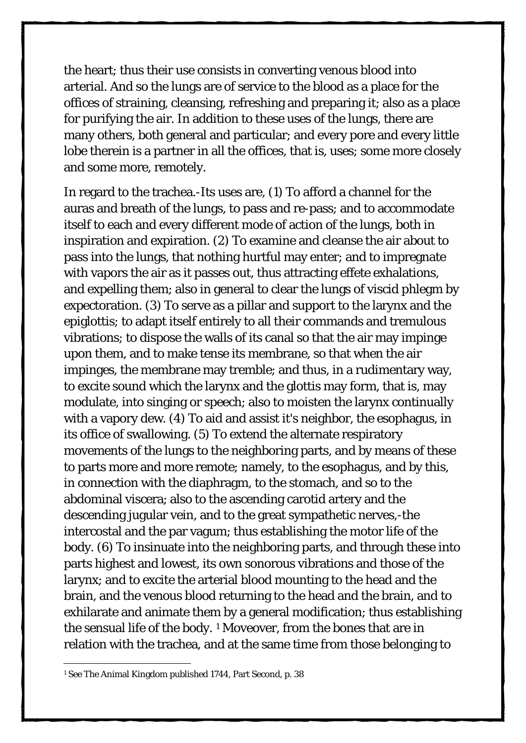the heart; thus their use consists in converting venous blood into arterial. And so the lungs are of service to the blood as a place for the offices of straining, cleansing, refreshing and preparing it; also as a place for purifying the air. In addition to these uses of the lungs, there are many others, both general and particular; and every pore and every little lobe therein is a partner in all the offices, that is, uses; some more closely and some more, remotely.

In regard to the trachea.-Its uses are, (1) To afford a channel for the auras and breath of the lungs, to pass and re-pass; and to accommodate itself to each and every different mode of action of the lungs, both in inspiration and expiration. (2) To examine and cleanse the air about to pass into the lungs, that nothing hurtful may enter; and to impregnate with vapors the air as it passes out, thus attracting effete exhalations, and expelling them; also in general to clear the lungs of viscid phlegm by expectoration. (3) To serve as a pillar and support to the larynx and the epiglottis; to adapt itself entirely to all their commands and tremulous vibrations; to dispose the walls of its canal so that the air may impinge upon them, and to make tense its membrane, so that when the air impinges, the membrane may tremble; and thus, in a rudimentary way, to excite sound which the larynx and the glottis may form, that is, may modulate, into singing or speech; also to moisten the larynx continually with a vapory dew. (4) To aid and assist it's neighbor, the esophagus, in its office of swallowing. (5) To extend the alternate respiratory movements of the lungs to the neighboring parts, and by means of these to parts more and more remote; namely, to the esophagus, and by this, in connection with the diaphragm, to the stomach, and so to the abdominal viscera; also to the ascending carotid artery and the descending jugular vein, and to the great sympathetic nerves,-the intercostal and the par vagum; thus establishing the motor life of the body. (6) To insinuate into the neighboring parts, and through these into parts highest and lowest, its own sonorous vibrations and those of the larynx; and to excite the arterial blood mounting to the head and the brain, and the venous blood returning to the head and the brain, and to exhilarate and animate them by a general modification; thus establishing the sensual life of the body. [1] Moveover, from the bones that are in relation with the trachea, and at the same time from those belonging to

[1] See The Animal Kingdom published 1744, Part Second, p. 38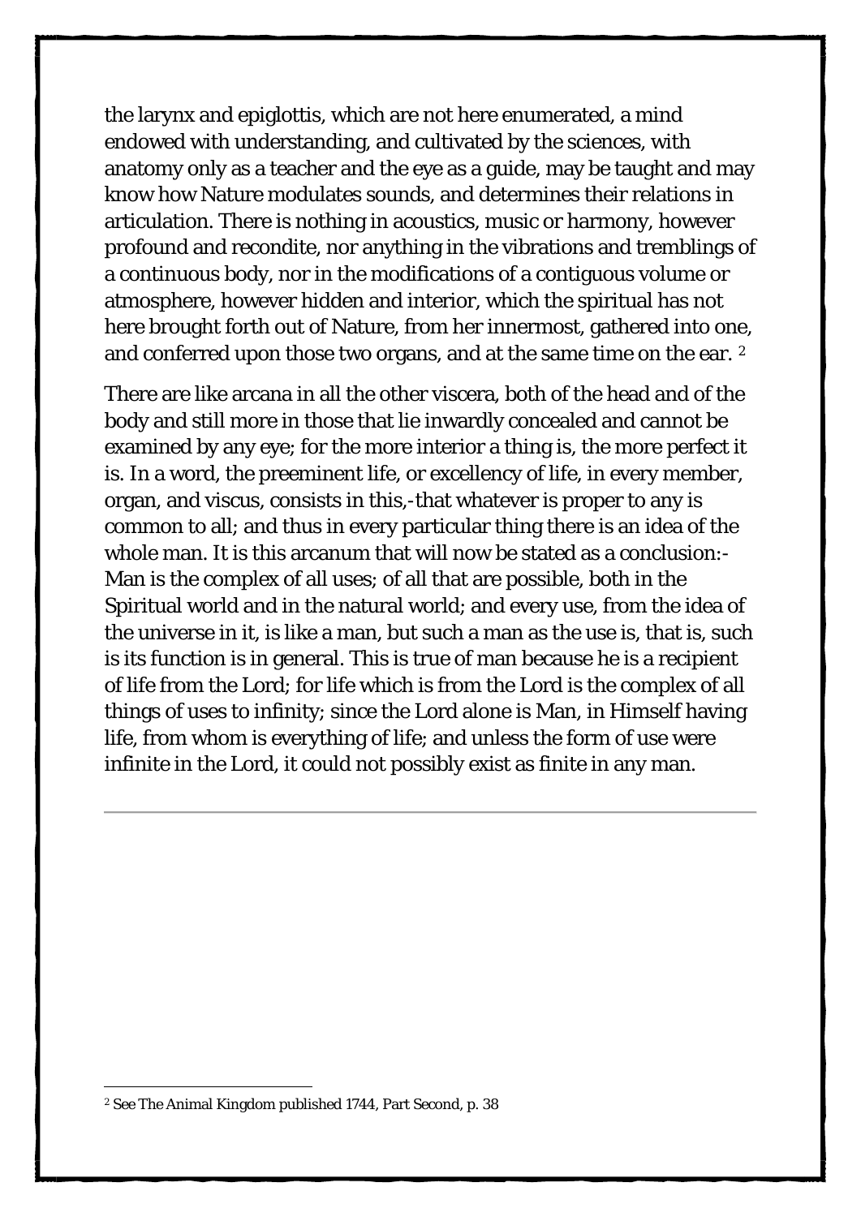the larynx and epiglottis, which are not here enumerated, a mind endowed with understanding, and cultivated by the sciences, with anatomy only as a teacher and the eye as a guide, may be taught and may know how Nature modulates sounds, and determines their relations in articulation. There is nothing in acoustics, music or harmony, however profound and recondite, nor anything in the vibrations and tremblings of a continuous body, nor in the modifications of a contiguous volume or atmosphere, however hidden and interior, which the spiritual has not here brought forth out of Nature, from her innermost, gathered into one, and conferred upon those two organs, and at the same time on the ear. [2]

There are like arcana in all the other viscera, both of the head and of the body and still more in those that lie inwardly concealed and cannot be examined by any eye; for the more interior a thing is, the more perfect it is. In a word, the preeminent life, or excellency of life, in every member, organ, and viscus, consists in this,-that whatever is proper to any is common to all; and thus in every particular thing there is an idea of the whole man. It is this arcanum that will now be stated as a conclusion:-Man is the complex of all uses; of all that are possible, both in the Spiritual world and in the natural world; and every use, from the idea of the universe in it, is like a man, but such a man as the use is, that is, such is its function is in general. This is true of man because he is a recipient of life from the Lord; for life which is from the Lord is the complex of all things of uses to infinity; since the Lord alone is Man, in Himself having life, from whom is everything of life; and unless the form of use were infinite in the Lord, it could not possibly exist as finite in any man.

---

[2] See The Animal Kingdom published 1744, Part Second, p. 38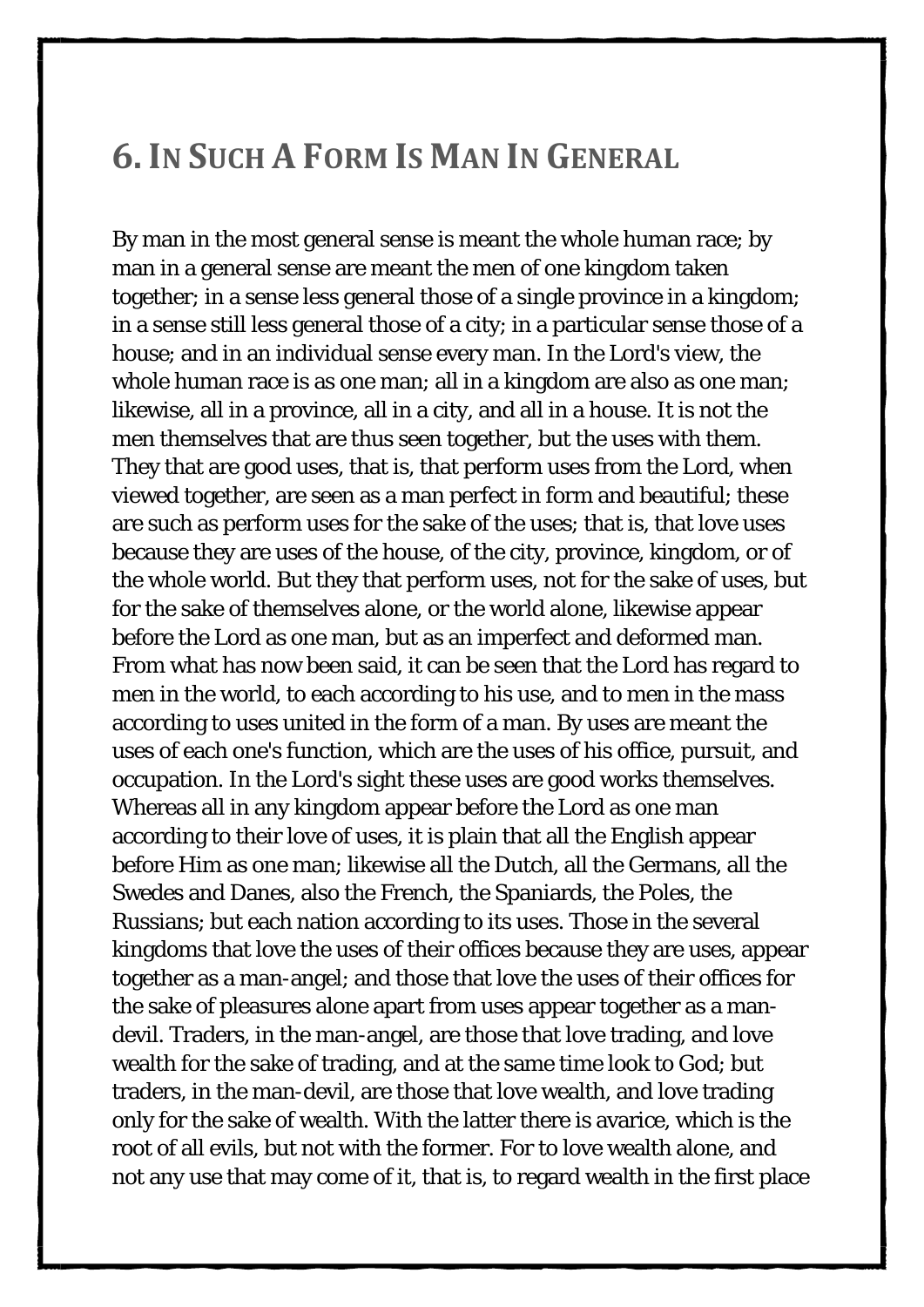## 6. In Such A Form Is Man In General

By man in the most general sense is meant the whole human race; by man in a general sense are meant the men of one kingdom taken together; in a sense less general those of a single province in a kingdom; in a sense still less general those of a city; in a particular sense those of a house; and in an individual sense every man. In the Lord's view, the whole human race is as one man; all in a kingdom are also as one man; likewise, all in a province, all in a city, and all in a house. It is not the men themselves that are thus seen together, but the uses with them. They that are good uses, that is, that perform uses from the Lord, when viewed together, are seen as a man perfect in form and beautiful; these are such as perform uses for the sake of the uses; that is, that love uses because they are uses of the house, of the city, province, kingdom, or of the whole world. But they that perform uses, not for the sake of uses, but for the sake of themselves alone, or the world alone, likewise appear before the Lord as one man, but as an imperfect and deformed man. From what has now been said, it can be seen that the Lord has regard to men in the world, to each according to his use, and to men in the mass according to uses united in the form of a man. By uses are meant the uses of each one's function, which are the uses of his office, pursuit, and occupation. In the Lord's sight these uses are good works themselves. Whereas all in any kingdom appear before the Lord as one man according to their love of uses, it is plain that all the English appear before Him as one man; likewise all the Dutch, all the Germans, all the Swedes and Danes, also the French, the Spaniards, the Poles, the Russians; but each nation according to its uses. Those in the several kingdoms that love the uses of their offices because they are uses, appear together as a man-angel; and those that love the uses of their offices for the sake of pleasures alone apart from uses appear together as a man-devil. Traders, in the man-angel, are those that love trading, and love wealth for the sake of trading, and at the same time look to God; but traders, in the man-devil, are those that love wealth, and love trading only for the sake of wealth. With the latter there is avarice, which is the root of all evils, but not with the former. For to love wealth alone, and not any use that may come of it, that is, to regard wealth in the first place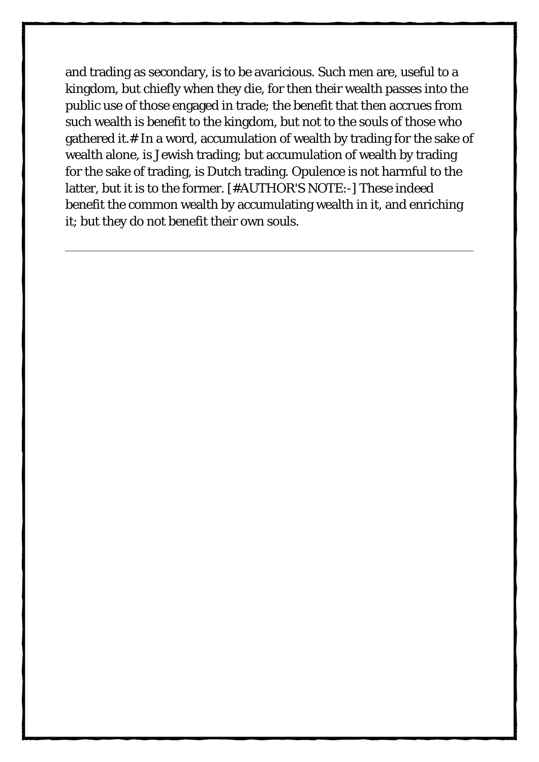and trading as secondary, is to be avaricious. Such men are, useful to a kingdom, but chiefly when they die, for then their wealth passes into the public use of those engaged in trade; the benefit that then accrues from such wealth is benefit to the kingdom, but not to the souls of those who gathered it.# In a word, accumulation of wealth by trading for the sake of wealth alone, is Jewish trading; but accumulation of wealth by trading for the sake of trading, is Dutch trading. Opulence is not harmful to the latter, but it is to the former. [#AUTHOR'S NOTE:-] These indeed benefit the common wealth by accumulating wealth in it, and enriching it; but they do not benefit their own souls.

---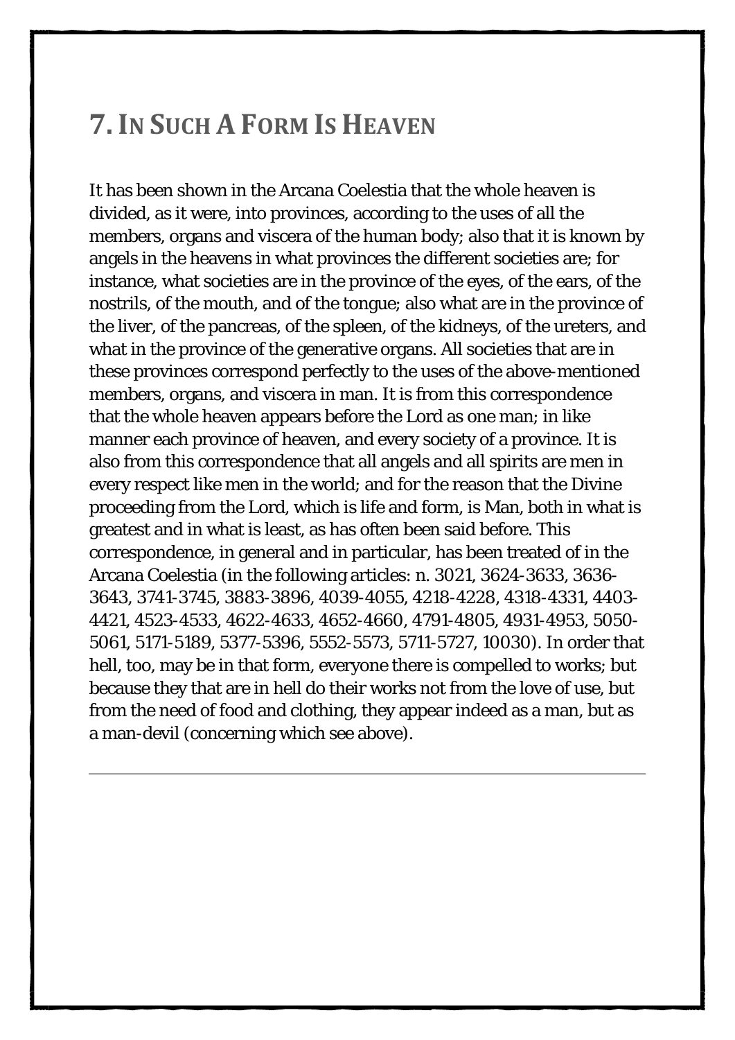## 7. In Such A Form Is Heaven

It has been shown in the Arcana Coelestia that the whole heaven is divided, as it were, into provinces, according to the uses of all the members, organs and viscera of the human body; also that it is known by angels in the heavens in what provinces the different societies are; for instance, what societies are in the province of the eyes, of the ears, of the nostrils, of the mouth, and of the tongue; also what are in the province of the liver, of the pancreas, of the spleen, of the kidneys, of the ureters, and what in the province of the generative organs. All societies that are in these provinces correspond perfectly to the uses of the above-mentioned members, organs, and viscera in man. It is from this correspondence that the whole heaven appears before the Lord as one man; in like manner each province of heaven, and every society of a province. It is also from this correspondence that all angels and all spirits are men in every respect like men in the world; and for the reason that the Divine proceeding from the Lord, which is life and form, is Man, both in what is greatest and in what is least, as has often been said before. This correspondence, in general and in particular, has been treated of in the Arcana Coelestia (in the following articles: n. 3021, 3624-3633, 3636-3643, 3741-3745, 3883-3896, 4039-4055, 4218-4228, 4318-4331, 4403-4421, 4523-4533, 4622-4633, 4652-4660, 4791-4805, 4931-4953, 5050-5061, 5171-5189, 5377-5396, 5552-5573, 5711-5727, 10030). In order that hell, too, may be in that form, everyone there is compelled to works; but because they that are in hell do their works not from the love of use, but from the need of food and clothing, they appear indeed as a man, but as a man-devil (concerning which see above).

---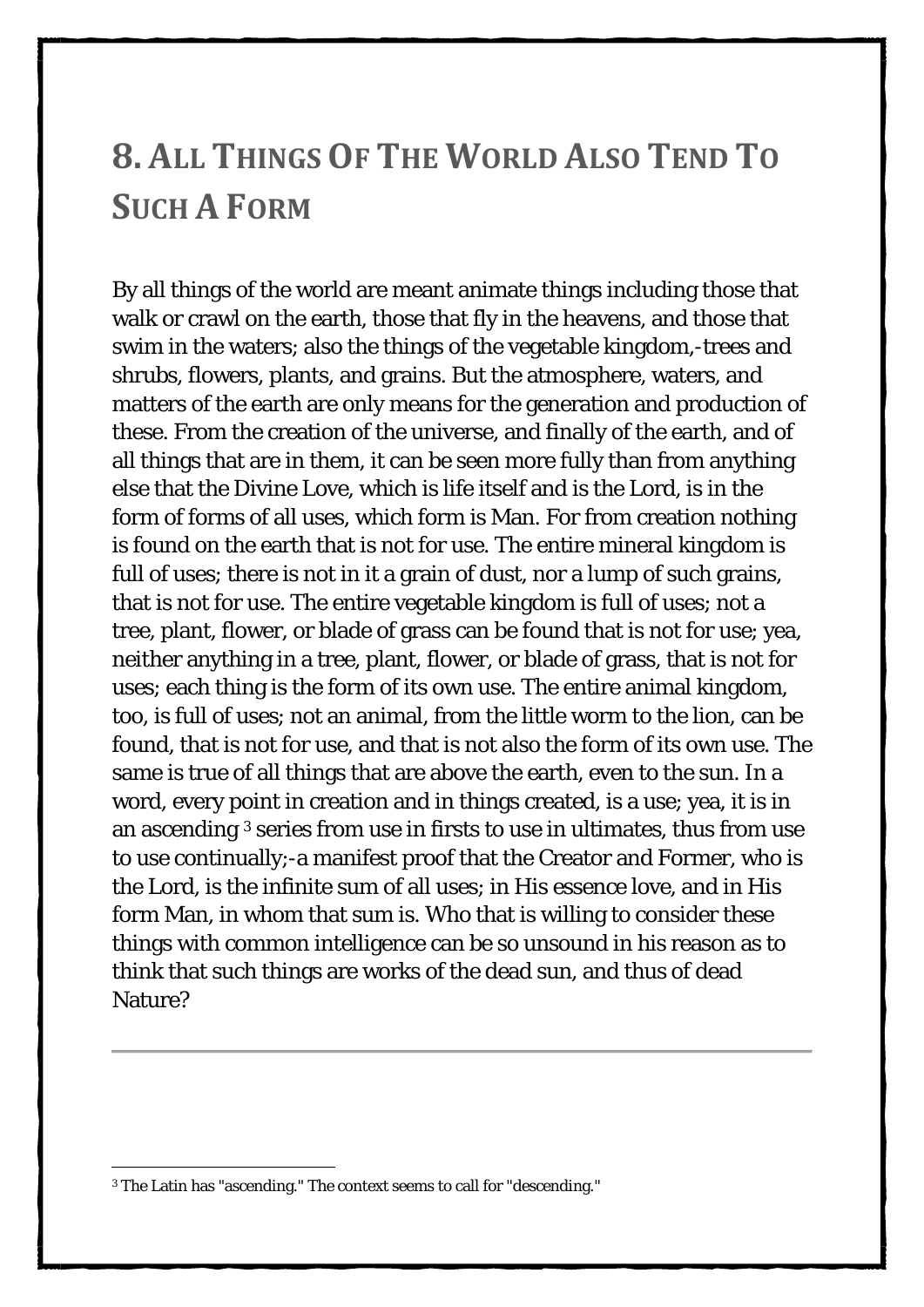## 8. All Things Of The World Also Tend To Such A Form

By all things of the world are meant animate things including those that walk or crawl on the earth, those that fly in the heavens, and those that swim in the waters; also the things of the vegetable kingdom,-trees and shrubs, flowers, plants, and grains. But the atmosphere, waters, and matters of the earth are only means for the generation and production of these. From the creation of the universe, and finally of the earth, and of all things that are in them, it can be seen more fully than from anything else that the Divine Love, which is life itself and is the Lord, is in the form of forms of all uses, which form is Man. For from creation nothing is found on the earth that is not for use. The entire mineral kingdom is full of uses; there is not in it a grain of dust, nor a lump of such grains, that is not for use. The entire vegetable kingdom is full of uses; not a tree, plant, flower, or blade of grass can be found that is not for use; yea, neither anything in a tree, plant, flower, or blade of grass, that is not for uses; each thing is the form of its own use. The entire animal kingdom, too, is full of uses; not an animal, from the little worm to the lion, can be found, that is not for use, and that is not also the form of its own use. The same is true of all things that are above the earth, even to the sun. In a word, every point in creation and in things created, is a use; yea, it is in an ascending [3] series from use in firsts to use in ultimates, thus from use to use continually;-a manifest proof that the Creator and Former, who is the Lord, is the infinite sum of all uses; in His essence love, and in His form Man, in whom that sum is. Who that is willing to consider these things with common intelligence can be so unsound in his reason as to think that such things are works of the dead sun, and thus of dead Nature?

---

[3] The Latin has "ascending." The context seems to call for "descending."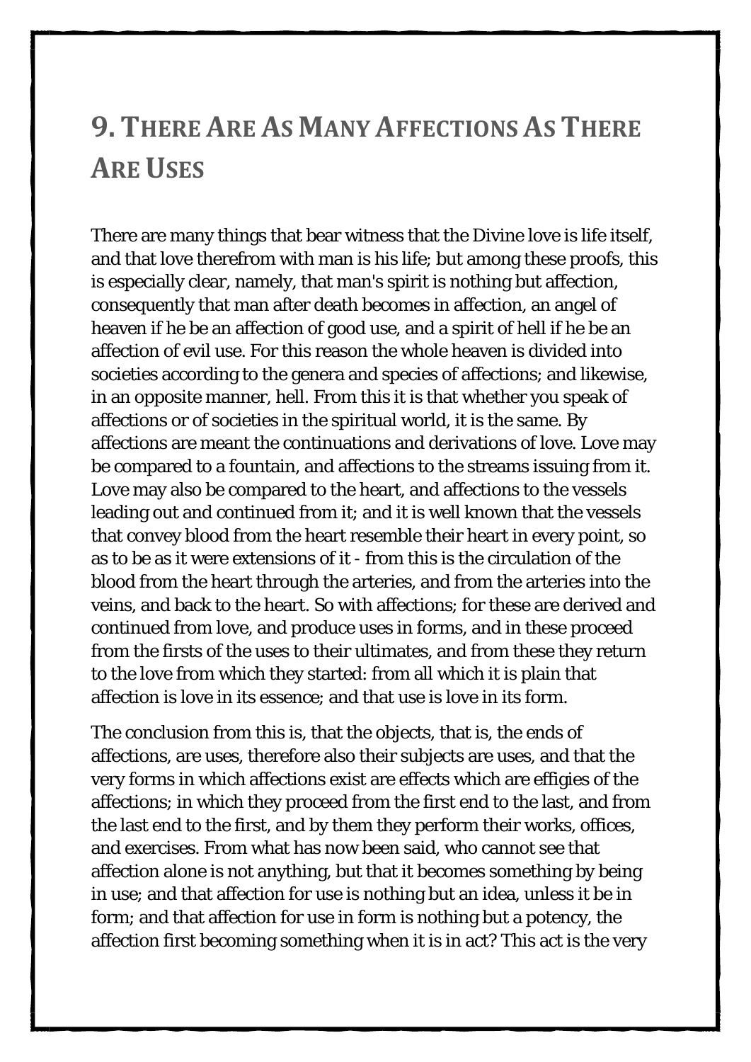## 9. There Are As Many Affections As There Are Uses

There are many things that bear witness that the Divine love is life itself, and that love therefrom with man is his life; but among these proofs, this is especially clear, namely, that man's spirit is nothing but affection, consequently that man after death becomes in affection, an angel of heaven if he be an affection of good use, and a spirit of hell if he be an affection of evil use. For this reason the whole heaven is divided into societies according to the genera and species of affections; and likewise, in an opposite manner, hell. From this it is that whether you speak of affections or of societies in the spiritual world, it is the same. By affections are meant the continuations and derivations of love. Love may be compared to a fountain, and affections to the streams issuing from it. Love may also be compared to the heart, and affections to the vessels leading out and continued from it; and it is well known that the vessels that convey blood from the heart resemble their heart in every point, so as to be as it were extensions of it - from this is the circulation of the blood from the heart through the arteries, and from the arteries into the veins, and back to the heart. So with affections; for these are derived and continued from love, and produce uses in forms, and in these proceed from the firsts of the uses to their ultimates, and from these they return to the love from which they started: from all which it is plain that affection is love in its essence; and that use is love in its form.

The conclusion from this is, that the objects, that is, the ends of affections, are uses, therefore also their subjects are uses, and that the very forms in which affections exist are effects which are effigies of the affections; in which they proceed from the first end to the last, and from the last end to the first, and by them they perform their works, offices, and exercises. From what has now been said, who cannot see that affection alone is not anything, but that it becomes something by being in use; and that affection for use is nothing but an idea, unless it be in form; and that affection for use in form is nothing but a potency, the affection first becoming something when it is in act? This act is the very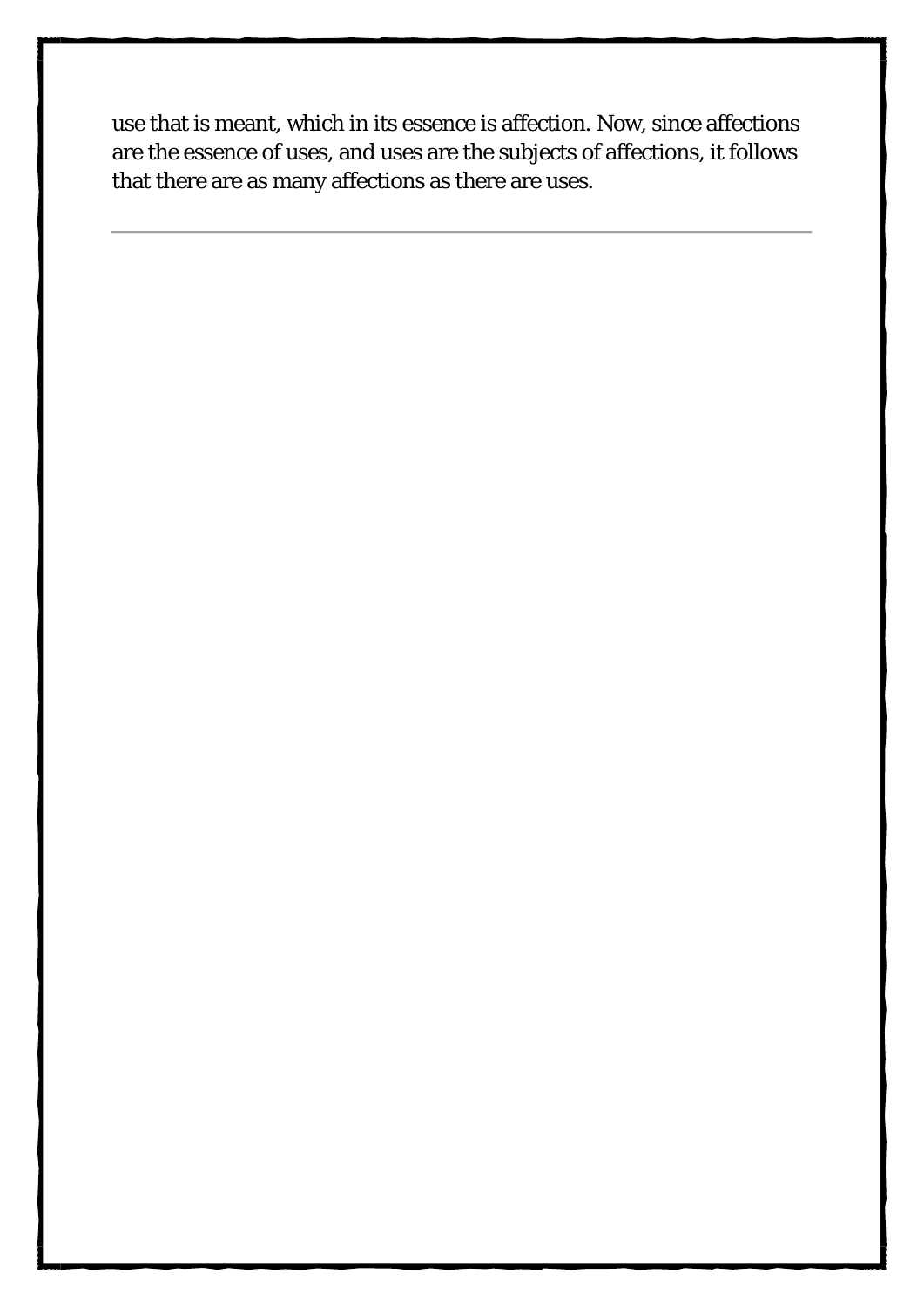use that is meant, which in its essence is affection. Now, since affections are the essence of uses, and uses are the subjects of affections, it follows that there are as many affections as there are uses.

---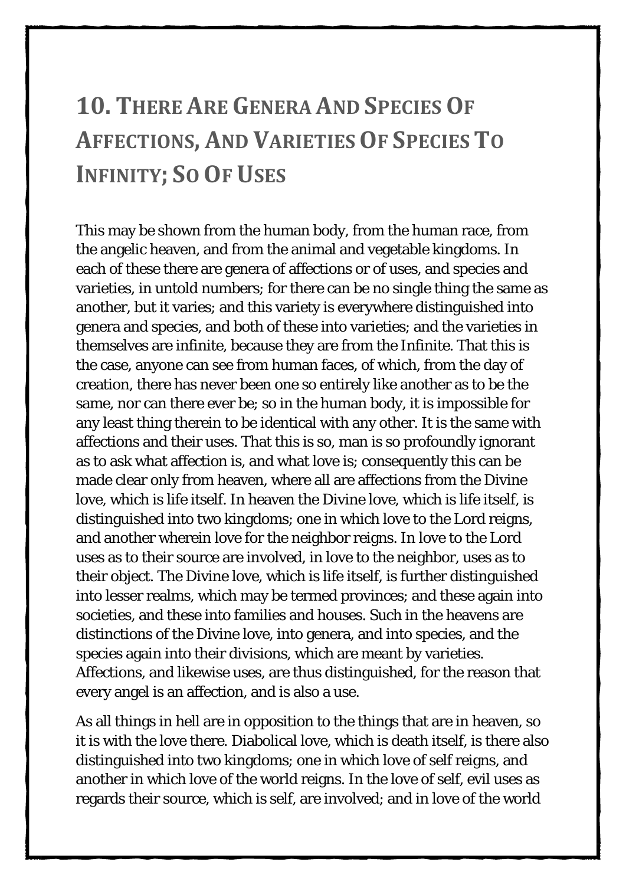## 10. There Are Genera And Species Of Affections, And Varieties Of Species To Infinity; So Of Uses

This may be shown from the human body, from the human race, from the angelic heaven, and from the animal and vegetable kingdoms. In each of these there are genera of affections or of uses, and species and varieties, in untold numbers; for there can be no single thing the same as another, but it varies; and this variety is everywhere distinguished into genera and species, and both of these into varieties; and the varieties in themselves are infinite, because they are from the Infinite. That this is the case, anyone can see from human faces, of which, from the day of creation, there has never been one so entirely like another as to be the same, nor can there ever be; so in the human body, it is impossible for any least thing therein to be identical with any other. It is the same with affections and their uses. That this is so, man is so profoundly ignorant as to ask what affection is, and what love is; consequently this can be made clear only from heaven, where all are affections from the Divine love, which is life itself. In heaven the Divine love, which is life itself, is distinguished into two kingdoms; one in which love to the Lord reigns, and another wherein love for the neighbor reigns. In love to the Lord uses as to their source are involved, in love to the neighbor, uses as to their object. The Divine love, which is life itself, is further distinguished into lesser realms, which may be termed provinces; and these again into societies, and these into families and houses. Such in the heavens are distinctions of the Divine love, into genera, and into species, and the species again into their divisions, which are meant by varieties. Affections, and likewise uses, are thus distinguished, for the reason that every angel is an affection, and is also a use.

As all things in hell are in opposition to the things that are in heaven, so it is with the love there. Diabolical love, which is death itself, is there also distinguished into two kingdoms; one in which love of self reigns, and another in which love of the world reigns. In the love of self, evil uses as regards their source, which is self, are involved; and in love of the world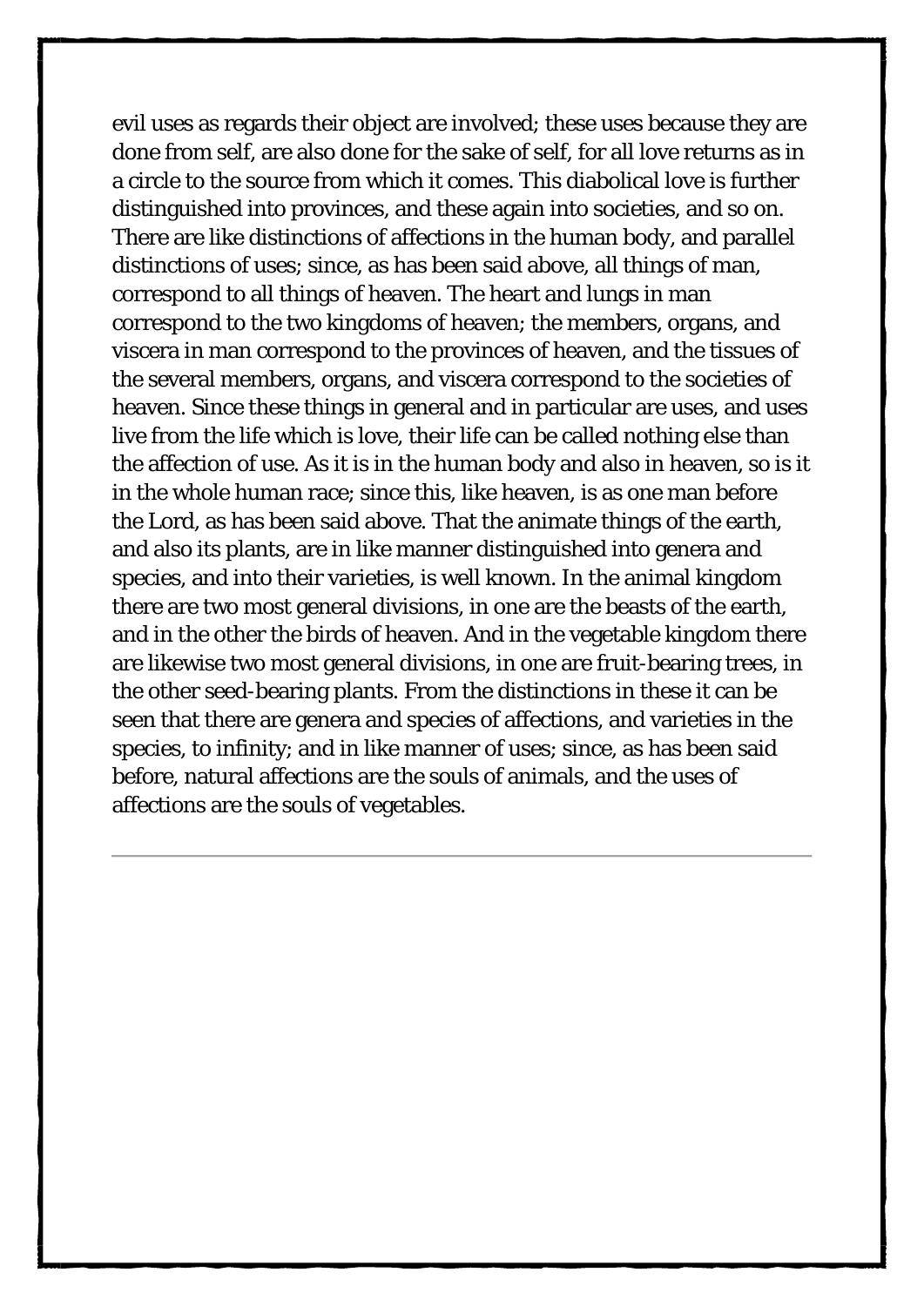evil uses as regards their object are involved; these uses because they are done from self, are also done for the sake of self, for all love returns as in a circle to the source from which it comes. This diabolical love is further distinguished into provinces, and these again into societies, and so on. There are like distinctions of affections in the human body, and parallel distinctions of uses; since, as has been said above, all things of man, correspond to all things of heaven. The heart and lungs in man correspond to the two kingdoms of heaven; the members, organs, and viscera in man correspond to the provinces of heaven, and the tissues of the several members, organs, and viscera correspond to the societies of heaven. Since these things in general and in particular are uses, and uses live from the life which is love, their life can be called nothing else than the affection of use. As it is in the human body and also in heaven, so is it in the whole human race; since this, like heaven, is as one man before the Lord, as has been said above. That the animate things of the earth, and also its plants, are in like manner distinguished into genera and species, and into their varieties, is well known. In the animal kingdom there are two most general divisions, in one are the beasts of the earth, and in the other the birds of heaven. And in the vegetable kingdom there are likewise two most general divisions, in one are fruit-bearing trees, in the other seed-bearing plants. From the distinctions in these it can be seen that there are genera and species of affections, and varieties in the species, to infinity; and in like manner of uses; since, as has been said before, natural affections are the souls of animals, and the uses of affections are the souls of vegetables.

---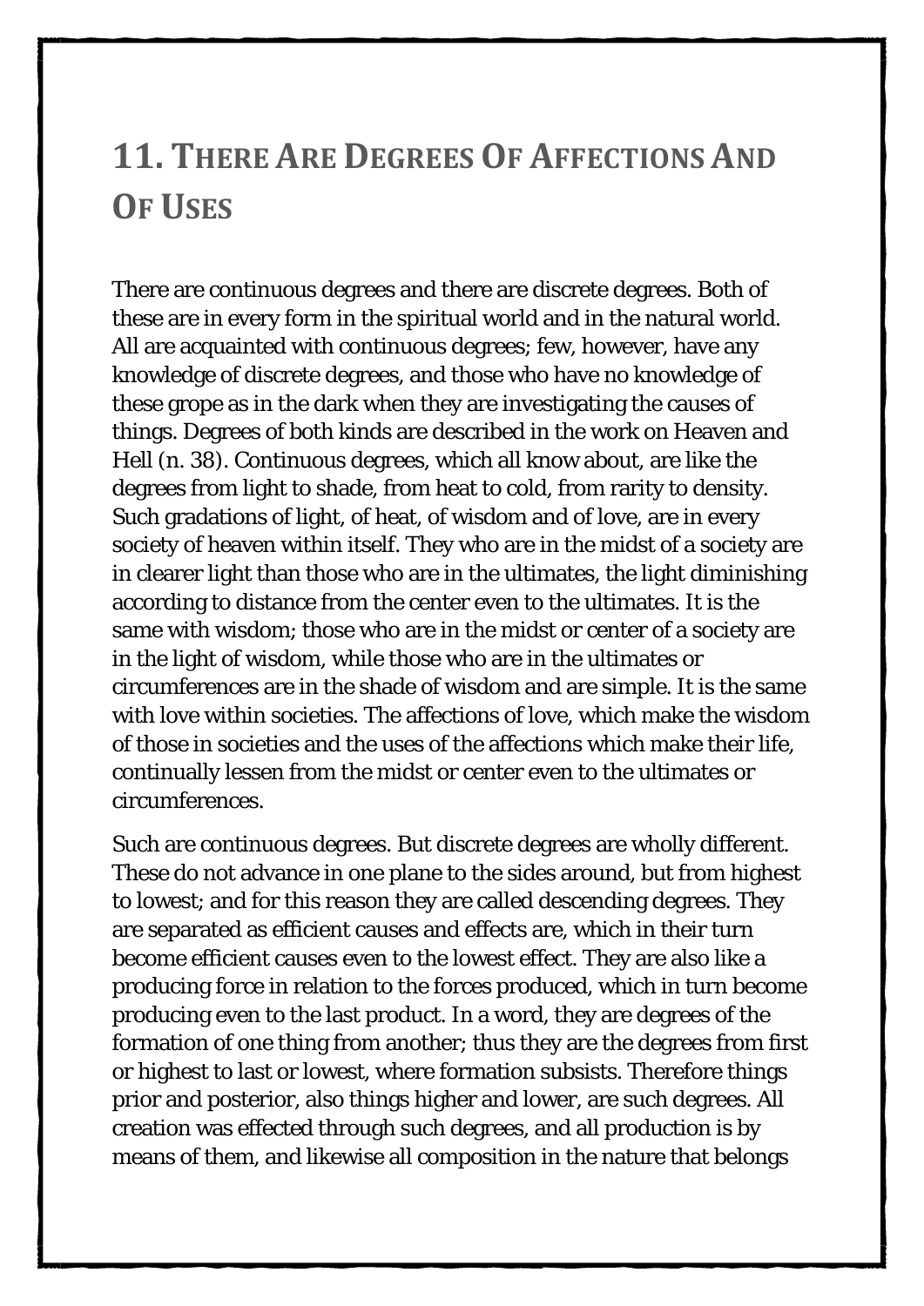# 11. There Are Degrees Of Affections And Of Uses

There are continuous degrees and there are discrete degrees. Both of these are in every form in the spiritual world and in the natural world. All are acquainted with continuous degrees; few, however, have any knowledge of discrete degrees, and those who have no knowledge of these grope as in the dark when they are investigating the causes of things. Degrees of both kinds are described in the work on Heaven and Hell (n. 38). Continuous degrees, which all know about, are like the degrees from light to shade, from heat to cold, from rarity to density. Such gradations of light, of heat, of wisdom and of love, are in every society of heaven within itself. They who are in the midst of a society are in clearer light than those who are in the ultimates, the light diminishing according to distance from the center even to the ultimates. It is the same with wisdom; those who are in the midst or center of a society are in the light of wisdom, while those who are in the ultimates or circumferences are in the shade of wisdom and are simple. It is the same with love within societies. The affections of love, which make the wisdom of those in societies and the uses of the affections which make their life, continually lessen from the midst or center even to the ultimates or circumferences.

Such are continuous degrees. But discrete degrees are wholly different. These do not advance in one plane to the sides around, but from highest to lowest; and for this reason they are called descending degrees. They are separated as efficient causes and effects are, which in their turn become efficient causes even to the lowest effect. They are also like a producing force in relation to the forces produced, which in turn become producing even to the last product. In a word, they are degrees of the formation of one thing from another; thus they are the degrees from first or highest to last or lowest, where formation subsists. Therefore things prior and posterior, also things higher and lower, are such degrees. All creation was effected through such degrees, and all production is by means of them, and likewise all composition in the nature that belongs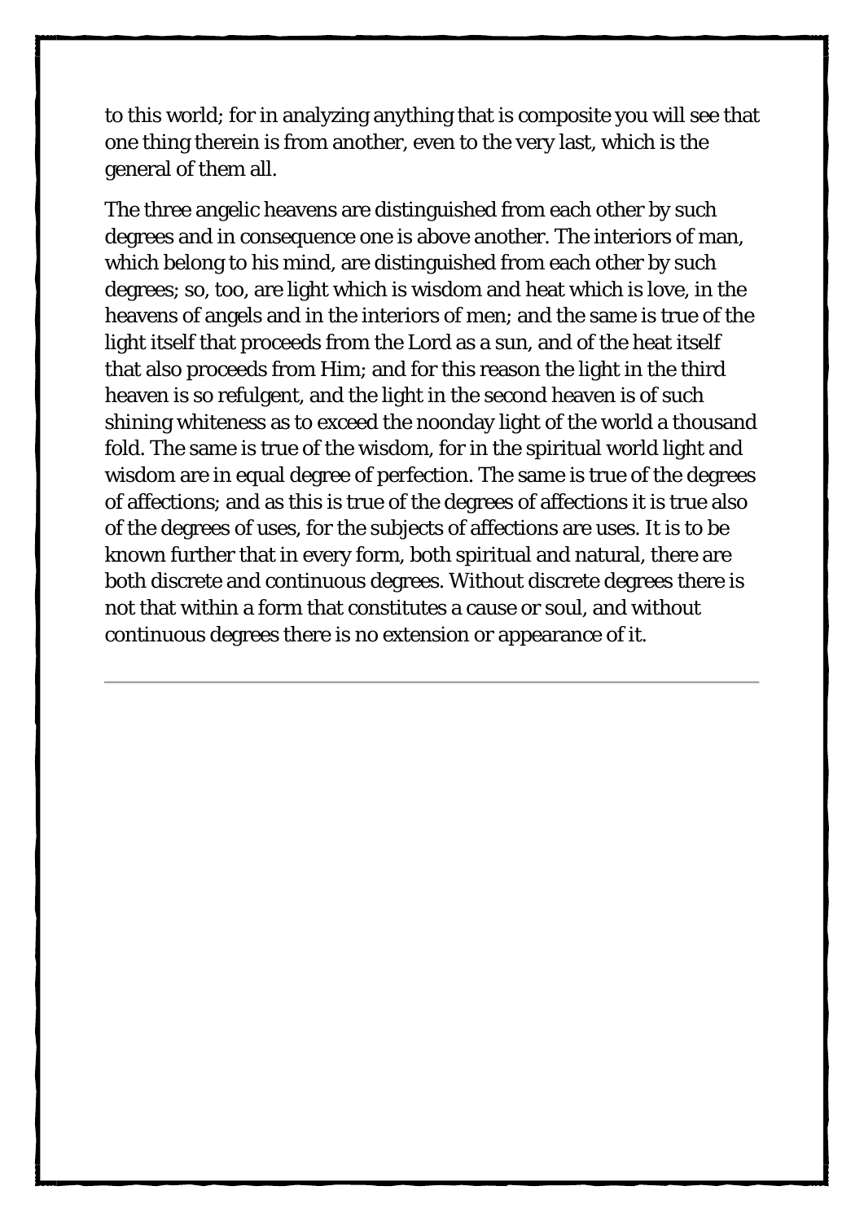to this world; for in analyzing anything that is composite you will see that one thing therein is from another, even to the very last, which is the general of them all.

The three angelic heavens are distinguished from each other by such degrees and in consequence one is above another. The interiors of man, which belong to his mind, are distinguished from each other by such degrees; so, too, are light which is wisdom and heat which is love, in the heavens of angels and in the interiors of men; and the same is true of the light itself that proceeds from the Lord as a sun, and of the heat itself that also proceeds from Him; and for this reason the light in the third heaven is so refulgent, and the light in the second heaven is of such shining whiteness as to exceed the noonday light of the world a thousand fold. The same is true of the wisdom, for in the spiritual world light and wisdom are in equal degree of perfection. The same is true of the degrees of affections; and as this is true of the degrees of affections it is true also of the degrees of uses, for the subjects of affections are uses. It is to be known further that in every form, both spiritual and natural, there are both discrete and continuous degrees. Without discrete degrees there is not that within a form that constitutes a cause or soul, and without continuous degrees there is no extension or appearance of it.

---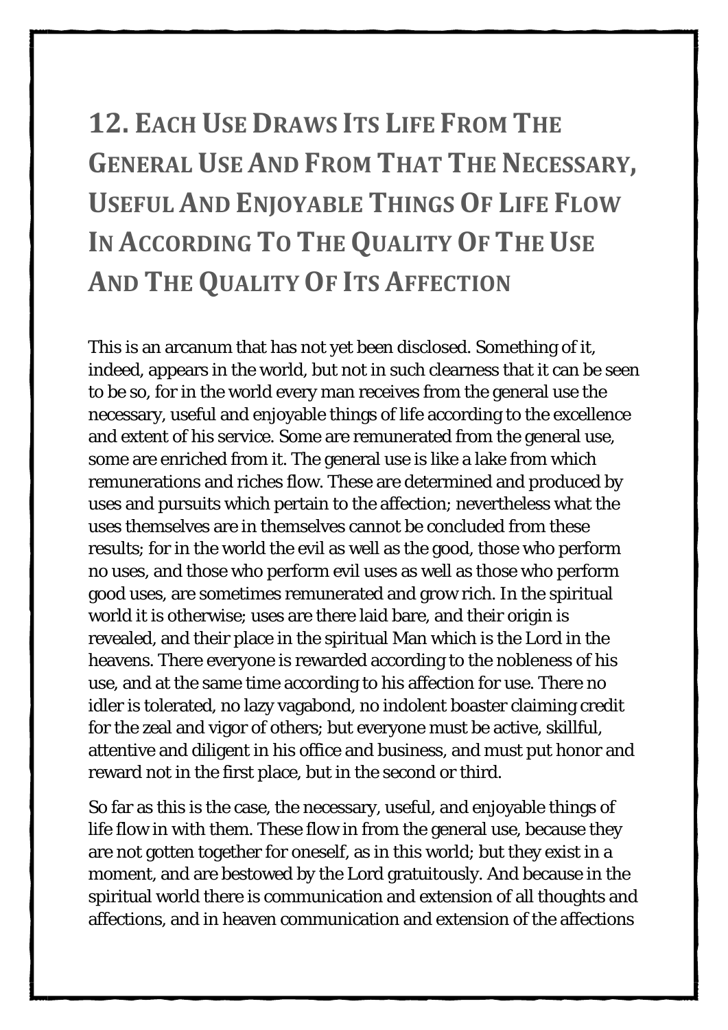## 12. Each Use Draws Its Life From The General Use And From That The Necessary, Useful And Enjoyable Things Of Life Flow In According To The Quality Of The Use And The Quality Of Its Affection

This is an arcanum that has not yet been disclosed. Something of it, indeed, appears in the world, but not in such clearness that it can be seen to be so, for in the world every man receives from the general use the necessary, useful and enjoyable things of life according to the excellence and extent of his service. Some are remunerated from the general use, some are enriched from it. The general use is like a lake from which remunerations and riches flow. These are determined and produced by uses and pursuits which pertain to the affection; nevertheless what the uses themselves are in themselves cannot be concluded from these results; for in the world the evil as well as the good, those who perform no uses, and those who perform evil uses as well as those who perform good uses, are sometimes remunerated and grow rich. In the spiritual world it is otherwise; uses are there laid bare, and their origin is revealed, and their place in the spiritual Man which is the Lord in the heavens. There everyone is rewarded according to the nobleness of his use, and at the same time according to his affection for use. There no idler is tolerated, no lazy vagabond, no indolent boaster claiming credit for the zeal and vigor of others; but everyone must be active, skillful, attentive and diligent in his office and business, and must put honor and reward not in the first place, but in the second or third.

So far as this is the case, the necessary, useful, and enjoyable things of life flow in with them. These flow in from the general use, because they are not gotten together for oneself, as in this world; but they exist in a moment, and are bestowed by the Lord gratuitously. And because in the spiritual world there is communication and extension of all thoughts and affections, and in heaven communication and extension of the affections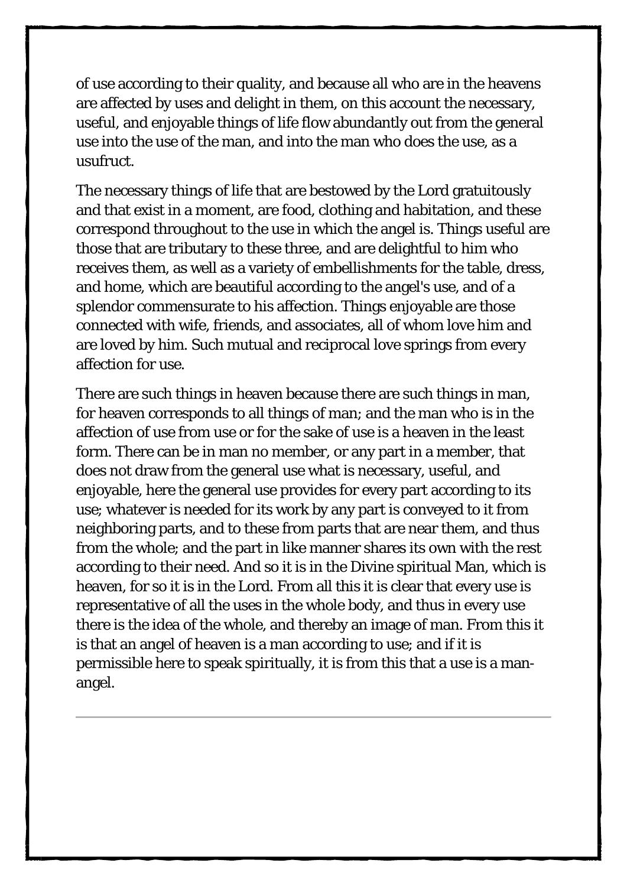of use according to their quality, and because all who are in the heavens are affected by uses and delight in them, on this account the necessary, useful, and enjoyable things of life flow abundantly out from the general use into the use of the man, and into the man who does the use, as a usufruct.

The necessary things of life that are bestowed by the Lord gratuitously and that exist in a moment, are food, clothing and habitation, and these correspond throughout to the use in which the angel is. Things useful are those that are tributary to these three, and are delightful to him who receives them, as well as a variety of embellishments for the table, dress, and home, which are beautiful according to the angel's use, and of a splendor commensurate to his affection. Things enjoyable are those connected with wife, friends, and associates, all of whom love him and are loved by him. Such mutual and reciprocal love springs from every affection for use.

There are such things in heaven because there are such things in man, for heaven corresponds to all things of man; and the man who is in the affection of use from use or for the sake of use is a heaven in the least form. There can be in man no member, or any part in a member, that does not draw from the general use what is necessary, useful, and enjoyable, here the general use provides for every part according to its use; whatever is needed for its work by any part is conveyed to it from neighboring parts, and to these from parts that are near them, and thus from the whole; and the part in like manner shares its own with the rest according to their need. And so it is in the Divine spiritual Man, which is heaven, for so it is in the Lord. From all this it is clear that every use is representative of all the uses in the whole body, and thus in every use there is the idea of the whole, and thereby an image of man. From this it is that an angel of heaven is a man according to use; and if it is permissible here to speak spiritually, it is from this that a use is a man-angel.

---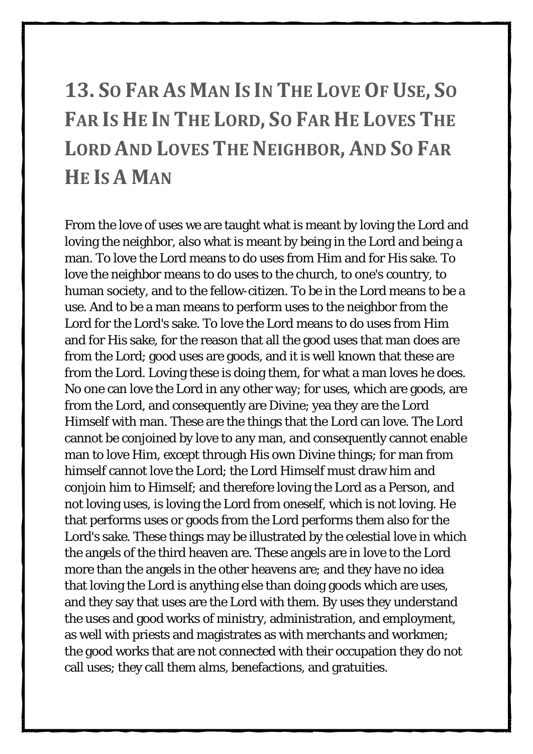## 13. So Far As Man Is In The Love Of Use, So Far Is He In The Lord, So Far He Loves The Lord And Loves The Neighbor, And So Far He Is A Man

From the love of uses we are taught what is meant by loving the Lord and loving the neighbor, also what is meant by being in the Lord and being a man. To love the Lord means to do uses from Him and for His sake. To love the neighbor means to do uses to the church, to one's country, to human society, and to the fellow-citizen. To be in the Lord means to be a use. And to be a man means to perform uses to the neighbor from the Lord for the Lord's sake. To love the Lord means to do uses from Him and for His sake, for the reason that all the good uses that man does are from the Lord; good uses are goods, and it is well known that these are from the Lord. Loving these is doing them, for what a man loves he does. No one can love the Lord in any other way; for uses, which are goods, are from the Lord, and consequently are Divine; yea they are the Lord Himself with man. These are the things that the Lord can love. The Lord cannot be conjoined by love to any man, and consequently cannot enable man to love Him, except through His own Divine things; for man from himself cannot love the Lord; the Lord Himself must draw him and conjoin him to Himself; and therefore loving the Lord as a Person, and not loving uses, is loving the Lord from oneself, which is not loving. He that performs uses or goods from the Lord performs them also for the Lord's sake. These things may be illustrated by the celestial love in which the angels of the third heaven are. These angels are in love to the Lord more than the angels in the other heavens are; and they have no idea that loving the Lord is anything else than doing goods which are uses, and they say that uses are the Lord with them. By uses they understand the uses and good works of ministry, administration, and employment, as well with priests and magistrates as with merchants and workmen; the good works that are not connected with their occupation they do not call uses; they call them alms, benefactions, and gratuities.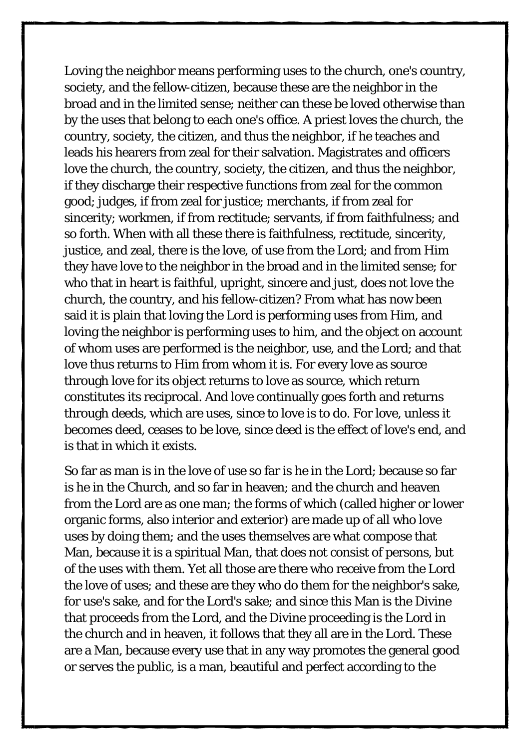Loving the neighbor means performing uses to the church, one's country, society, and the fellow-citizen, because these are the neighbor in the broad and in the limited sense; neither can these be loved otherwise than by the uses that belong to each one's office. A priest loves the church, the country, society, the citizen, and thus the neighbor, if he teaches and leads his hearers from zeal for their salvation. Magistrates and officers love the church, the country, society, the citizen, and thus the neighbor, if they discharge their respective functions from zeal for the common good; judges, if from zeal for justice; merchants, if from zeal for sincerity; workmen, if from rectitude; servants, if from faithfulness; and so forth. When with all these there is faithfulness, rectitude, sincerity, justice, and zeal, there is the love, of use from the Lord; and from Him they have love to the neighbor in the broad and in the limited sense; for who that in heart is faithful, upright, sincere and just, does not love the church, the country, and his fellow-citizen? From what has now been said it is plain that loving the Lord is performing uses from Him, and loving the neighbor is performing uses to him, and the object on account of whom uses are performed is the neighbor, use, and the Lord; and that love thus returns to Him from whom it is. For every love as source through love for its object returns to love as source, which return constitutes its reciprocal. And love continually goes forth and returns through deeds, which are uses, since to love is to do. For love, unless it becomes deed, ceases to be love, since deed is the effect of love's end, and is that in which it exists.

So far as man is in the love of use so far is he in the Lord; because so far is he in the Church, and so far in heaven; and the church and heaven from the Lord are as one man; the forms of which (called higher or lower organic forms, also interior and exterior) are made up of all who love uses by doing them; and the uses themselves are what compose that Man, because it is a spiritual Man, that does not consist of persons, but of the uses with them. Yet all those are there who receive from the Lord the love of uses; and these are they who do them for the neighbor's sake, for use's sake, and for the Lord's sake; and since this Man is the Divine that proceeds from the Lord, and the Divine proceeding is the Lord in the church and in heaven, it follows that they all are in the Lord. These are a Man, because every use that in any way promotes the general good or serves the public, is a man, beautiful and perfect according to the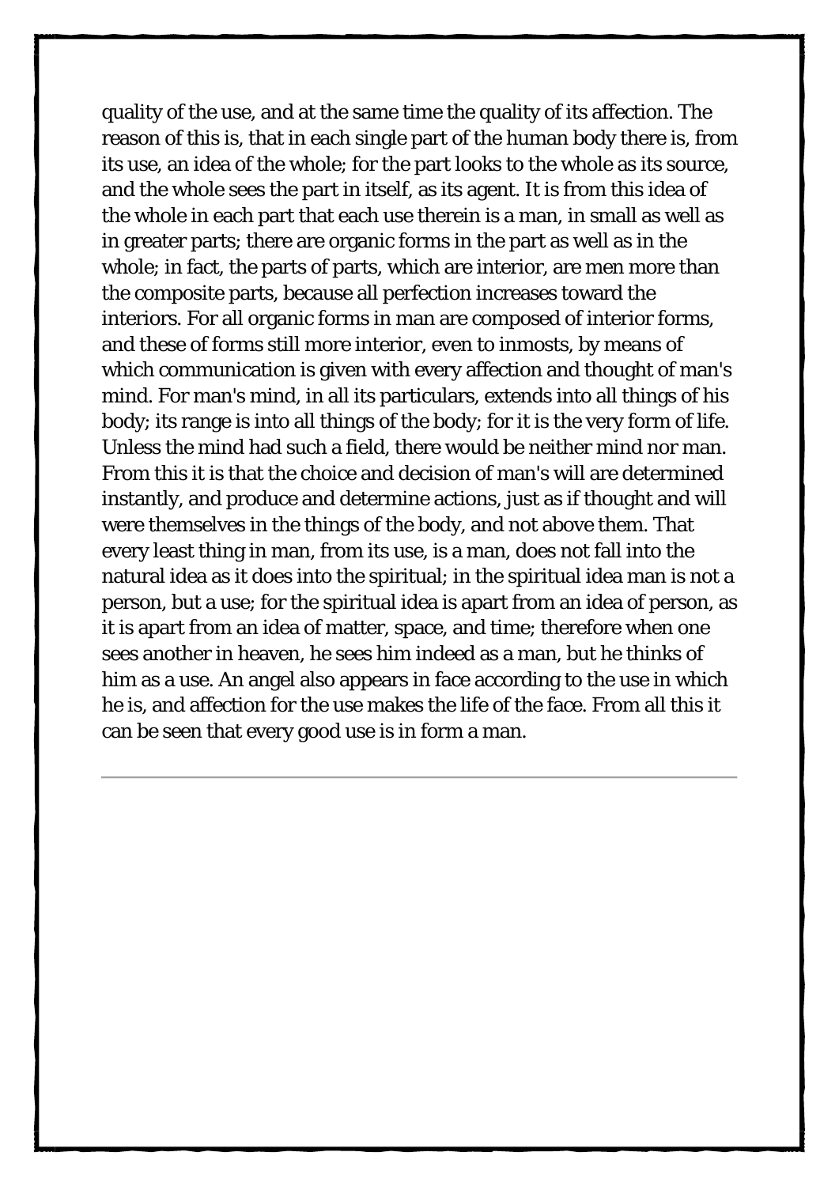quality of the use, and at the same time the quality of its affection. The reason of this is, that in each single part of the human body there is, from its use, an idea of the whole; for the part looks to the whole as its source, and the whole sees the part in itself, as its agent. It is from this idea of the whole in each part that each use therein is a man, in small as well as in greater parts; there are organic forms in the part as well as in the whole; in fact, the parts of parts, which are interior, are men more than the composite parts, because all perfection increases toward the interiors. For all organic forms in man are composed of interior forms, and these of forms still more interior, even to inmosts, by means of which communication is given with every affection and thought of man's mind. For man's mind, in all its particulars, extends into all things of his body; its range is into all things of the body; for it is the very form of life. Unless the mind had such a field, there would be neither mind nor man. From this it is that the choice and decision of man's will are determined instantly, and produce and determine actions, just as if thought and will were themselves in the things of the body, and not above them. That every least thing in man, from its use, is a man, does not fall into the natural idea as it does into the spiritual; in the spiritual idea man is not a person, but a use; for the spiritual idea is apart from an idea of person, as it is apart from an idea of matter, space, and time; therefore when one sees another in heaven, he sees him indeed as a man, but he thinks of him as a use. An angel also appears in face according to the use in which he is, and affection for the use makes the life of the face. From all this it can be seen that every good use is in form a man.

---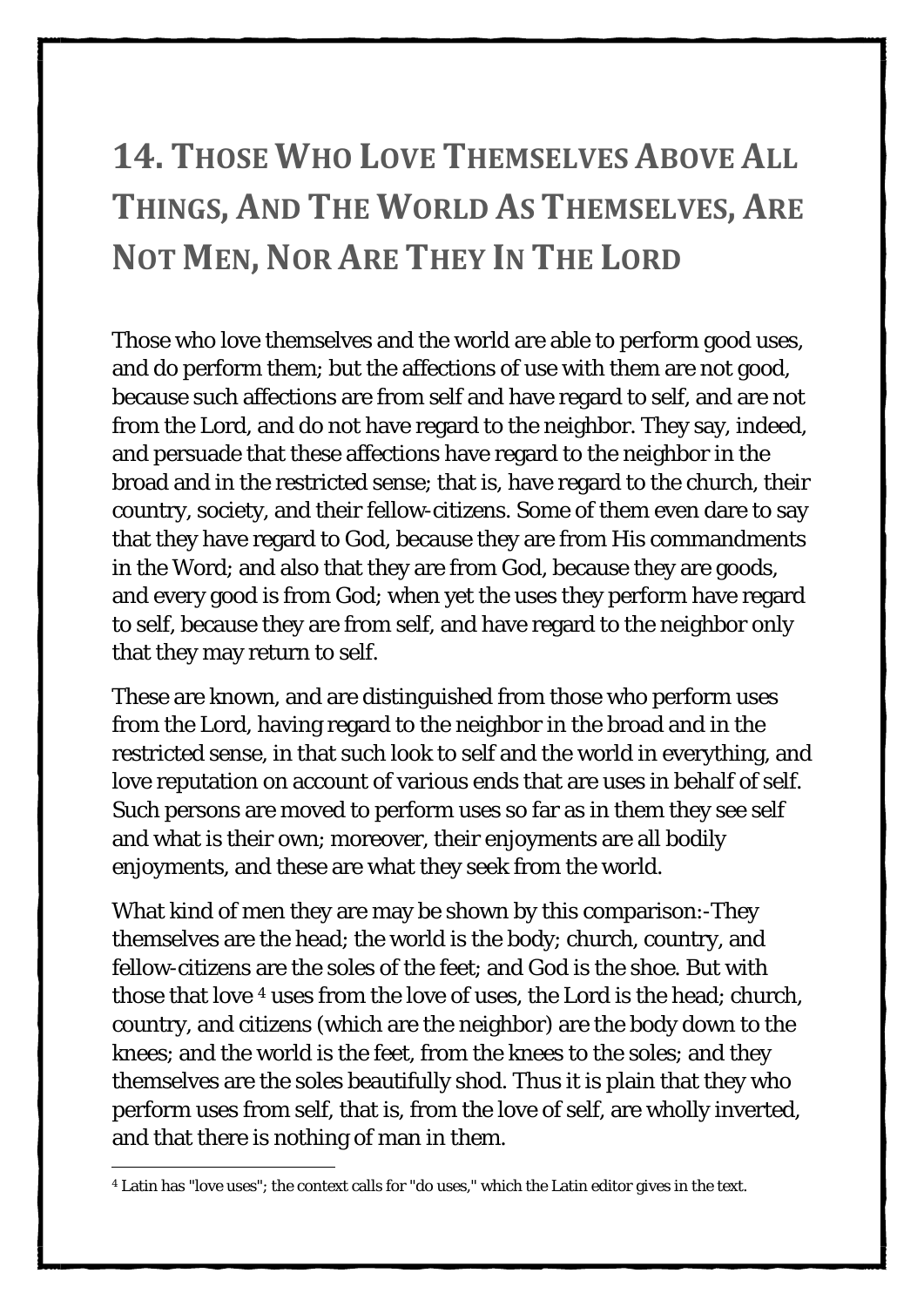## 14. THOSE WHO LOVE THEMSELVES ABOVE ALL THINGS, AND THE WORLD AS THEMSELVES, ARE NOT MEN, NOR ARE THEY IN THE LORD

Those who love themselves and the world are able to perform good uses, and do perform them; but the affections of use with them are not good, because such affections are from self and have regard to self, and are not from the Lord, and do not have regard to the neighbor. They say, indeed, and persuade that these affections have regard to the neighbor in the broad and in the restricted sense; that is, have regard to the church, their country, society, and their fellow-citizens. Some of them even dare to say that they have regard to God, because they are from His commandments in the Word; and also that they are from God, because they are goods, and every good is from God; when yet the uses they perform have regard to self, because they are from self, and have regard to the neighbor only that they may return to self.

These are known, and are distinguished from those who perform uses from the Lord, having regard to the neighbor in the broad and in the restricted sense, in that such look to self and the world in everything, and love reputation on account of various ends that are uses in behalf of self. Such persons are moved to perform uses so far as in them they see self and what is their own; moreover, their enjoyments are all bodily enjoyments, and these are what they seek from the world.

What kind of men they are may be shown by this comparison:-They themselves are the head; the world is the body; church, country, and fellow-citizens are the soles of the feet; and God is the shoe. But with those that love [4] uses from the love of uses, the Lord is the head; church, country, and citizens (which are the neighbor) are the body down to the knees; and the world is the feet, from the knees to the soles; and they themselves are the soles beautifully shod. Thus it is plain that they who perform uses from self, that is, from the love of self, are wholly inverted, and that there is nothing of man in them.

[4] Latin has "love uses"; the context calls for "do uses," which the Latin editor gives in the text.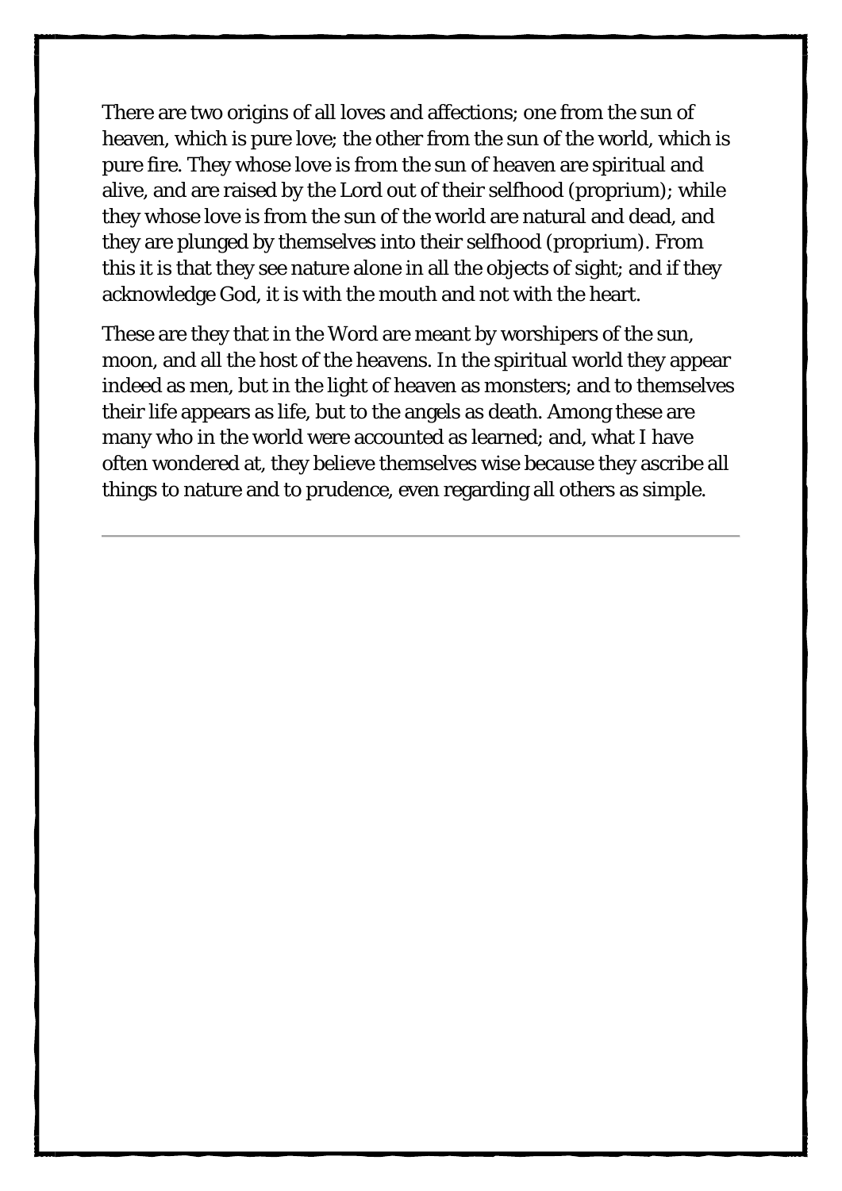There are two origins of all loves and affections; one from the sun of heaven, which is pure love; the other from the sun of the world, which is pure fire. They whose love is from the sun of heaven are spiritual and alive, and are raised by the Lord out of their selfhood (proprium); while they whose love is from the sun of the world are natural and dead, and they are plunged by themselves into their selfhood (proprium). From this it is that they see nature alone in all the objects of sight; and if they acknowledge God, it is with the mouth and not with the heart.

These are they that in the Word are meant by worshipers of the sun, moon, and all the host of the heavens. In the spiritual world they appear indeed as men, but in the light of heaven as monsters; and to themselves their life appears as life, but to the angels as death. Among these are many who in the world were accounted as learned; and, what I have often wondered at, they believe themselves wise because they ascribe all things to nature and to prudence, even regarding all others as simple.

---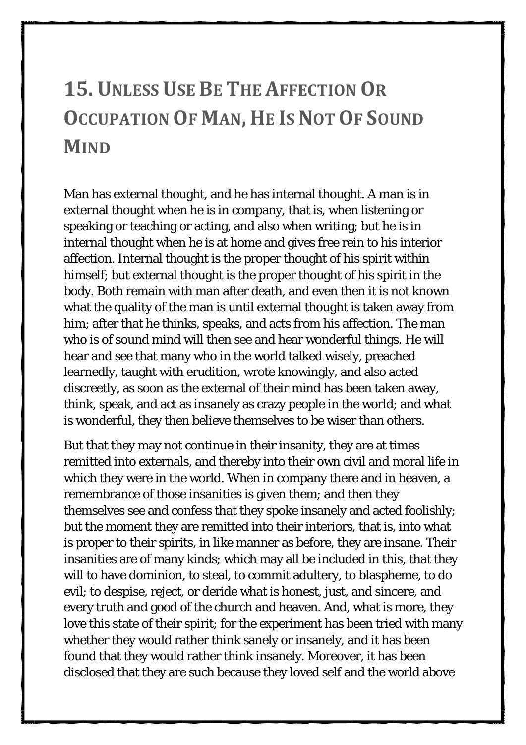# 15. Unless Use Be The Affection Or Occupation Of Man, He Is Not Of Sound Mind

Man has external thought, and he has internal thought. A man is in external thought when he is in company, that is, when listening or speaking or teaching or acting, and also when writing; but he is in internal thought when he is at home and gives free rein to his interior affection. Internal thought is the proper thought of his spirit within himself; but external thought is the proper thought of his spirit in the body. Both remain with man after death, and even then it is not known what the quality of the man is until external thought is taken away from him; after that he thinks, speaks, and acts from his affection. The man who is of sound mind will then see and hear wonderful things. He will hear and see that many who in the world talked wisely, preached learnedly, taught with erudition, wrote knowingly, and also acted discreetly, as soon as the external of their mind has been taken away, think, speak, and act as insanely as crazy people in the world; and what is wonderful, they then believe themselves to be wiser than others.

But that they may not continue in their insanity, they are at times remitted into externals, and thereby into their own civil and moral life in which they were in the world. When in company there and in heaven, a remembrance of those insanities is given them; and then they themselves see and confess that they spoke insanely and acted foolishly; but the moment they are remitted into their interiors, that is, into what is proper to their spirits, in like manner as before, they are insane. Their insanities are of many kinds; which may all be included in this, that they will to have dominion, to steal, to commit adultery, to blaspheme, to do evil; to despise, reject, or deride what is honest, just, and sincere, and every truth and good of the church and heaven. And, what is more, they love this state of their spirit; for the experiment has been tried with many whether they would rather think sanely or insanely, and it has been found that they would rather think insanely. Moreover, it has been disclosed that they are such because they loved self and the world above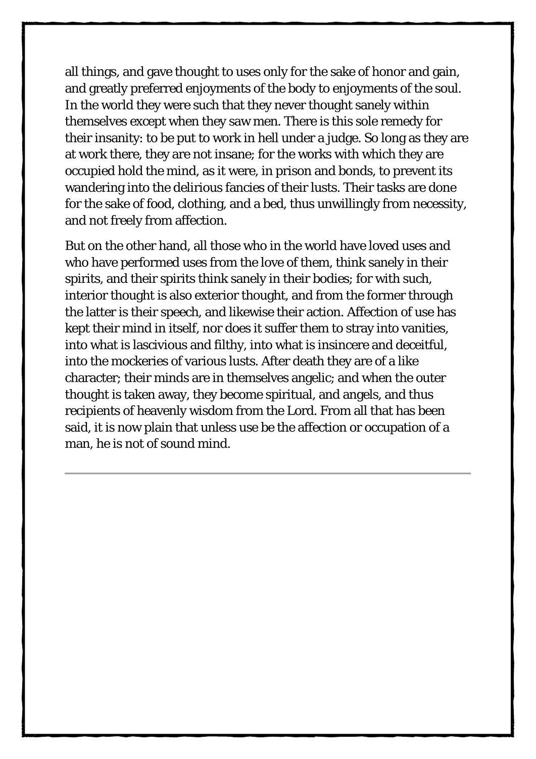all things, and gave thought to uses only for the sake of honor and gain, and greatly preferred enjoyments of the body to enjoyments of the soul. In the world they were such that they never thought sanely within themselves except when they saw men. There is this sole remedy for their insanity: to be put to work in hell under a judge. So long as they are at work there, they are not insane; for the works with which they are occupied hold the mind, as it were, in prison and bonds, to prevent its wandering into the delirious fancies of their lusts. Their tasks are done for the sake of food, clothing, and a bed, thus unwillingly from necessity, and not freely from affection.

But on the other hand, all those who in the world have loved uses and who have performed uses from the love of them, think sanely in their spirits, and their spirits think sanely in their bodies; for with such, interior thought is also exterior thought, and from the former through the latter is their speech, and likewise their action. Affection of use has kept their mind in itself, nor does it suffer them to stray into vanities, into what is lascivious and filthy, into what is insincere and deceitful, into the mockeries of various lusts. After death they are of a like character; their minds are in themselves angelic; and when the outer thought is taken away, they become spiritual, and angels, and thus recipients of heavenly wisdom from the Lord. From all that has been said, it is now plain that unless use be the affection or occupation of a man, he is not of sound mind.

---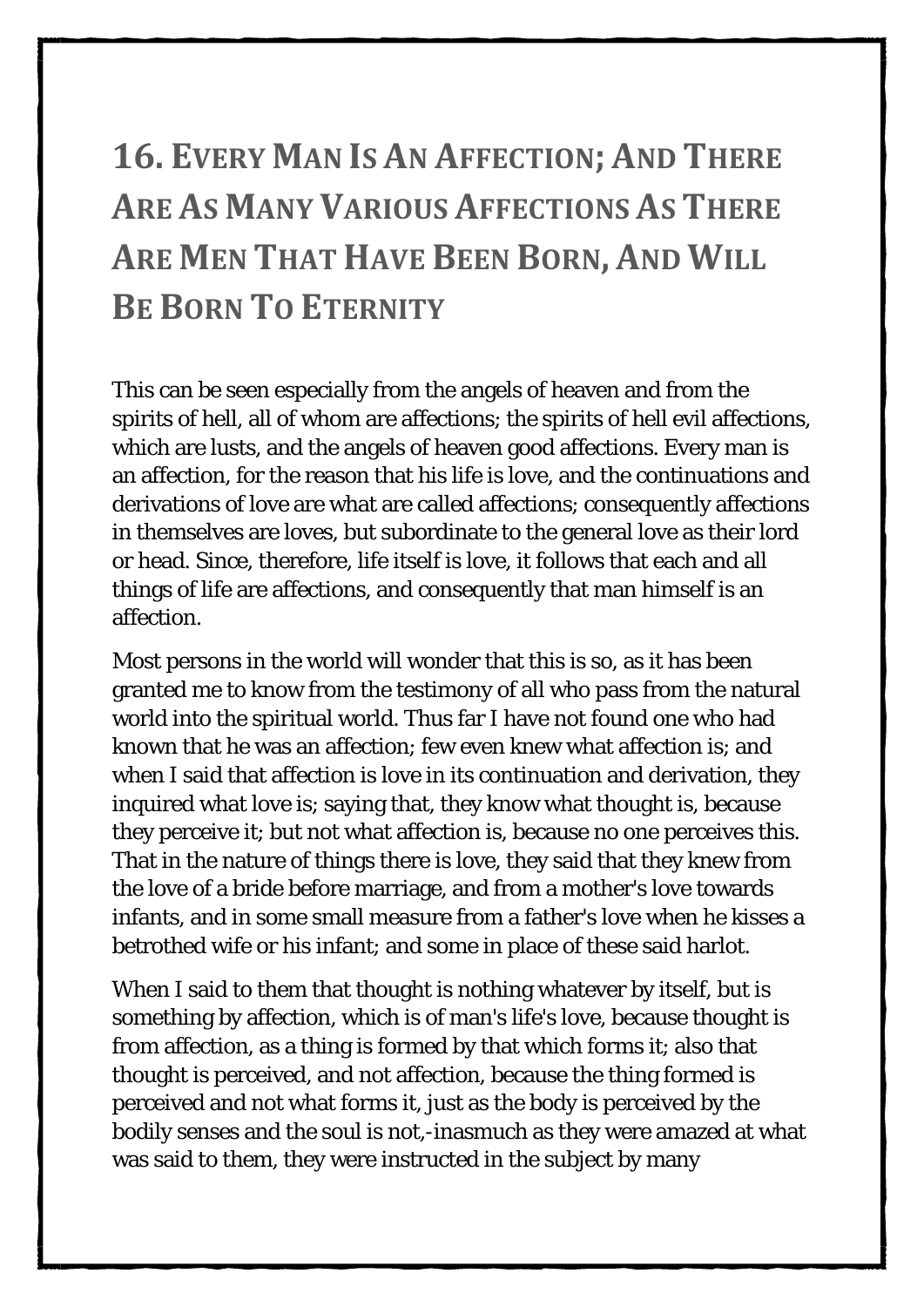# 16. Every Man Is An Affection; And There Are As Many Various Affections As There Are Men That Have Been Born, And Will Be Born To Eternity

This can be seen especially from the angels of heaven and from the spirits of hell, all of whom are affections; the spirits of hell evil affections, which are lusts, and the angels of heaven good affections. Every man is an affection, for the reason that his life is love, and the continuations and derivations of love are what are called affections; consequently affections in themselves are loves, but subordinate to the general love as their lord or head. Since, therefore, life itself is love, it follows that each and all things of life are affections, and consequently that man himself is an affection.

Most persons in the world will wonder that this is so, as it has been granted me to know from the testimony of all who pass from the natural world into the spiritual world. Thus far I have not found one who had known that he was an affection; few even knew what affection is; and when I said that affection is love in its continuation and derivation, they inquired what love is; saying that, they know what thought is, because they perceive it; but not what affection is, because no one perceives this. That in the nature of things there is love, they said that they knew from the love of a bride before marriage, and from a mother's love towards infants, and in some small measure from a father's love when he kisses a betrothed wife or his infant; and some in place of these said harlot.

When I said to them that thought is nothing whatever by itself, but is something by affection, which is of man's life's love, because thought is from affection, as a thing is formed by that which forms it; also that thought is perceived, and not affection, because the thing formed is perceived and not what forms it, just as the body is perceived by the bodily senses and the soul is not,-inasmuch as they were amazed at what was said to them, they were instructed in the subject by many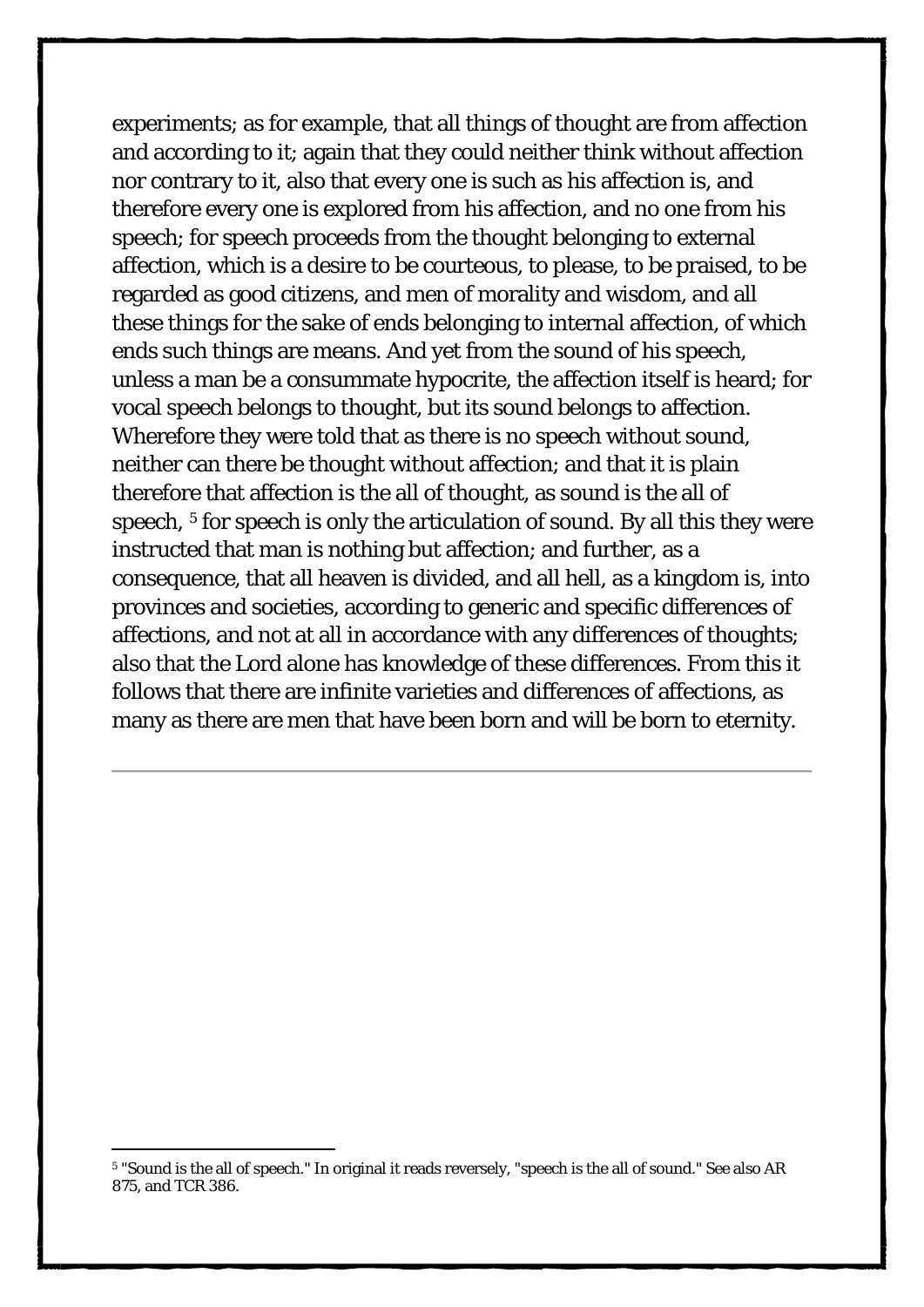experiments; as for example, that all things of thought are from affection and according to it; again that they could neither think without affection nor contrary to it, also that every one is such as his affection is, and therefore every one is explored from his affection, and no one from his speech; for speech proceeds from the thought belonging to external affection, which is a desire to be courteous, to please, to be praised, to be regarded as good citizens, and men of morality and wisdom, and all these things for the sake of ends belonging to internal affection, of which ends such things are means. And yet from the sound of his speech, unless a man be a consummate hypocrite, the affection itself is heard; for vocal speech belongs to thought, but its sound belongs to affection. Wherefore they were told that as there is no speech without sound, neither can there be thought without affection; and that it is plain therefore that affection is the all of thought, as sound is the all of speech, [5] for speech is only the articulation of sound. By all this they were instructed that man is nothing but affection; and further, as a consequence, that all heaven is divided, and all hell, as a kingdom is, into provinces and societies, according to generic and specific differences of affections, and not at all in accordance with any differences of thoughts; also that the Lord alone has knowledge of these differences. From this it follows that there are infinite varieties and differences of affections, as many as there are men that have been born and will be born to eternity.

---

[5] "Sound is the all of speech." In original it reads reversely, "speech is the all of sound." See also AR 875, and TCR 386.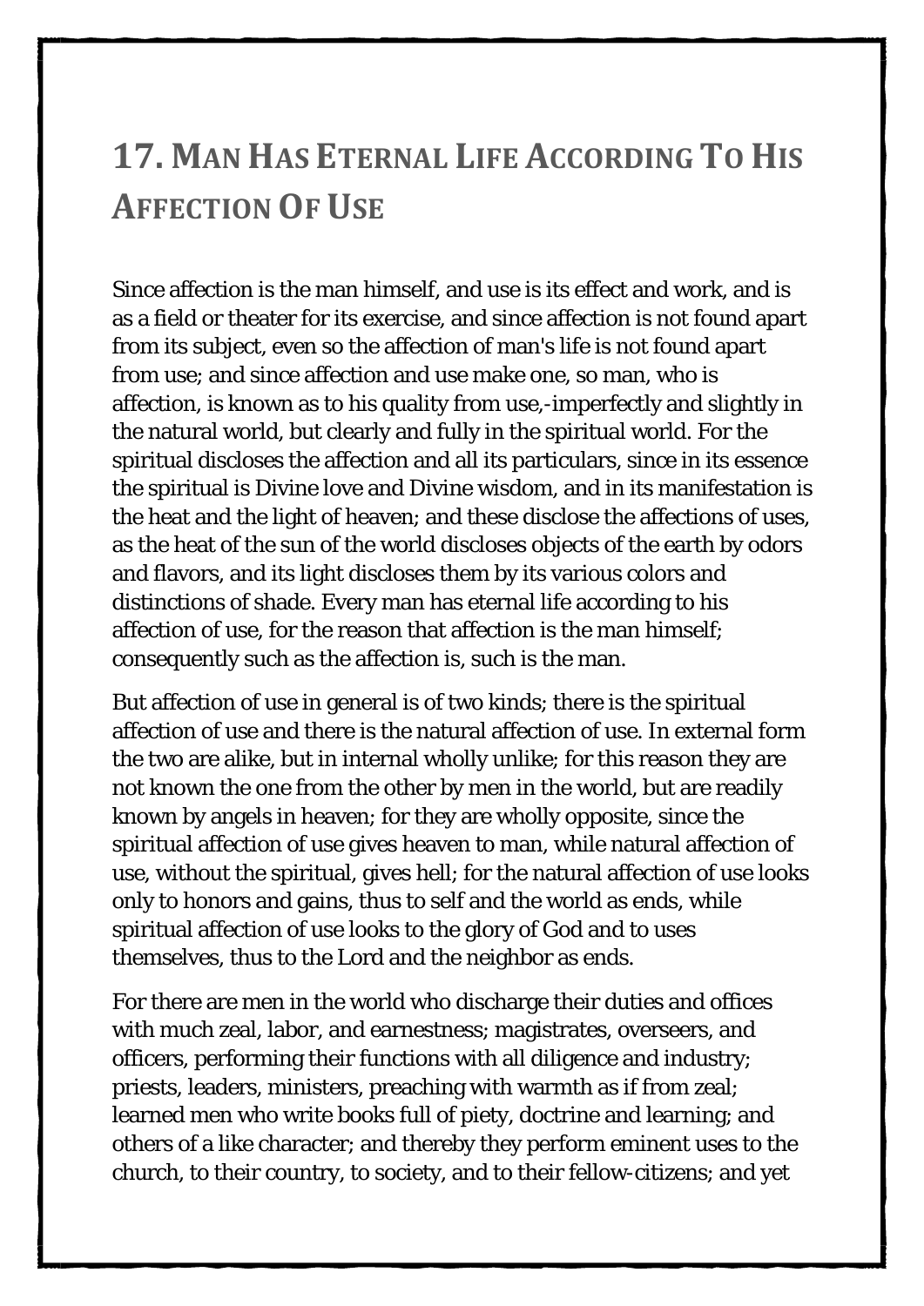## 17. Man Has Eternal Life According To His Affection Of Use

Since affection is the man himself, and use is its effect and work, and is as a field or theater for its exercise, and since affection is not found apart from its subject, even so the affection of man's life is not found apart from use; and since affection and use make one, so man, who is affection, is known as to his quality from use,-imperfectly and slightly in the natural world, but clearly and fully in the spiritual world. For the spiritual discloses the affection and all its particulars, since in its essence the spiritual is Divine love and Divine wisdom, and in its manifestation is the heat and the light of heaven; and these disclose the affections of uses, as the heat of the sun of the world discloses objects of the earth by odors and flavors, and its light discloses them by its various colors and distinctions of shade. Every man has eternal life according to his affection of use, for the reason that affection is the man himself; consequently such as the affection is, such is the man.

But affection of use in general is of two kinds; there is the spiritual affection of use and there is the natural affection of use. In external form the two are alike, but in internal wholly unlike; for this reason they are not known the one from the other by men in the world, but are readily known by angels in heaven; for they are wholly opposite, since the spiritual affection of use gives heaven to man, while natural affection of use, without the spiritual, gives hell; for the natural affection of use looks only to honors and gains, thus to self and the world as ends, while spiritual affection of use looks to the glory of God and to uses themselves, thus to the Lord and the neighbor as ends.

For there are men in the world who discharge their duties and offices with much zeal, labor, and earnestness; magistrates, overseers, and officers, performing their functions with all diligence and industry; priests, leaders, ministers, preaching with warmth as if from zeal; learned men who write books full of piety, doctrine and learning; and others of a like character; and thereby they perform eminent uses to the church, to their country, to society, and to their fellow-citizens; and yet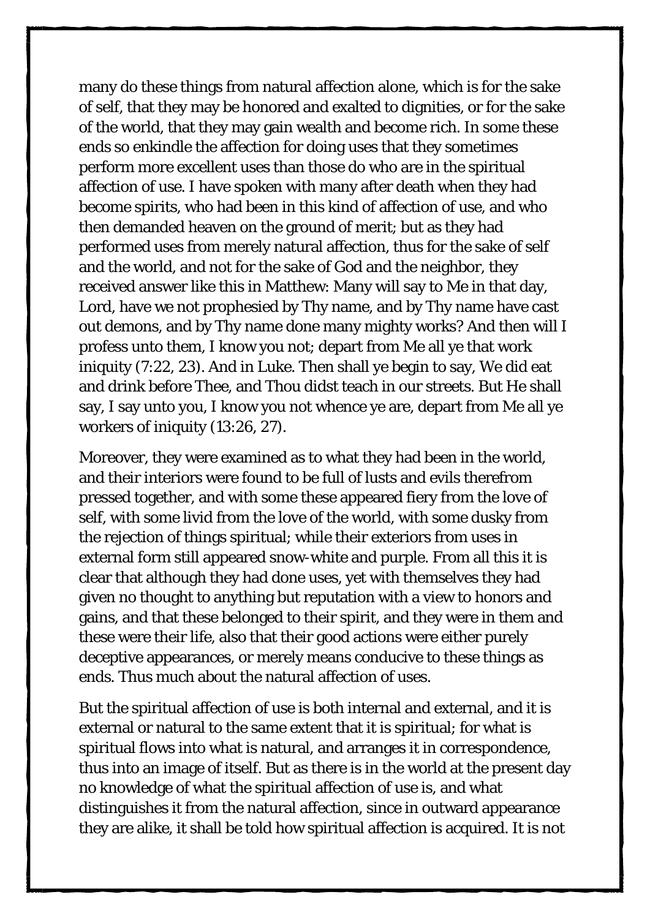many do these things from natural affection alone, which is for the sake of self, that they may be honored and exalted to dignities, or for the sake of the world, that they may gain wealth and become rich. In some these ends so enkindle the affection for doing uses that they sometimes perform more excellent uses than those do who are in the spiritual affection of use. I have spoken with many after death when they had become spirits, who had been in this kind of affection of use, and who then demanded heaven on the ground of merit; but as they had performed uses from merely natural affection, thus for the sake of self and the world, and not for the sake of God and the neighbor, they received answer like this in Matthew: Many will say to Me in that day, Lord, have we not prophesied by Thy name, and by Thy name have cast out demons, and by Thy name done many mighty works? And then will I profess unto them, I know you not; depart from Me all ye that work iniquity (7:22, 23). And in Luke. Then shall ye begin to say, We did eat and drink before Thee, and Thou didst teach in our streets. But He shall say, I say unto you, I know you not whence ye are, depart from Me all ye workers of iniquity (13:26, 27).

Moreover, they were examined as to what they had been in the world, and their interiors were found to be full of lusts and evils therefrom pressed together, and with some these appeared fiery from the love of self, with some livid from the love of the world, with some dusky from the rejection of things spiritual; while their exteriors from uses in external form still appeared snow-white and purple. From all this it is clear that although they had done uses, yet with themselves they had given no thought to anything but reputation with a view to honors and gains, and that these belonged to their spirit, and they were in them and these were their life, also that their good actions were either purely deceptive appearances, or merely means conducive to these things as ends. Thus much about the natural affection of uses.

But the spiritual affection of use is both internal and external, and it is external or natural to the same extent that it is spiritual; for what is spiritual flows into what is natural, and arranges it in correspondence, thus into an image of itself. But as there is in the world at the present day no knowledge of what the spiritual affection of use is, and what distinguishes it from the natural affection, since in outward appearance they are alike, it shall be told how spiritual affection is acquired. It is not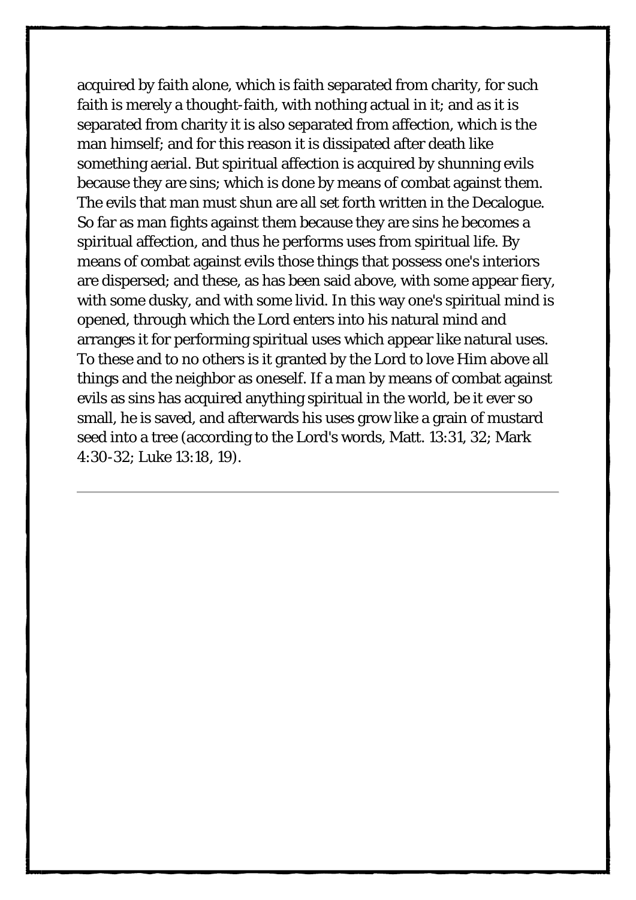acquired by faith alone, which is faith separated from charity, for such faith is merely a thought-faith, with nothing actual in it; and as it is separated from charity it is also separated from affection, which is the man himself; and for this reason it is dissipated after death like something aerial. But spiritual affection is acquired by shunning evils because they are sins; which is done by means of combat against them. The evils that man must shun are all set forth written in the Decalogue. So far as man fights against them because they are sins he becomes a spiritual affection, and thus he performs uses from spiritual life. By means of combat against evils those things that possess one's interiors are dispersed; and these, as has been said above, with some appear fiery, with some dusky, and with some livid. In this way one's spiritual mind is opened, through which the Lord enters into his natural mind and arranges it for performing spiritual uses which appear like natural uses. To these and to no others is it granted by the Lord to love Him above all things and the neighbor as oneself. If a man by means of combat against evils as sins has acquired anything spiritual in the world, be it ever so small, he is saved, and afterwards his uses grow like a grain of mustard seed into a tree (according to the Lord's words, Matt. 13:31, 32; Mark 4:30-32; Luke 13:18, 19).

---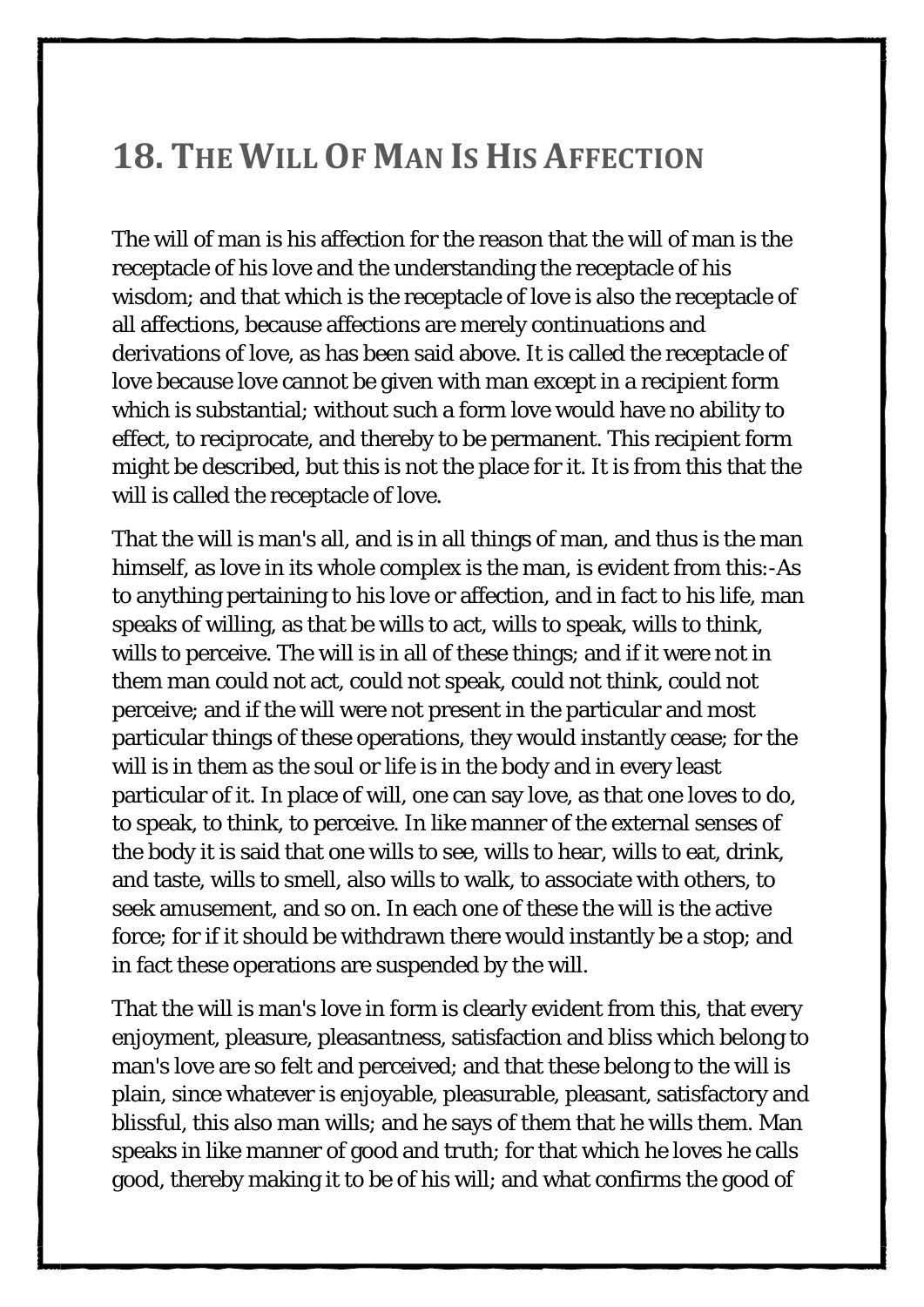## 18. The Will Of Man Is His Affection

The will of man is his affection for the reason that the will of man is the receptacle of his love and the understanding the receptacle of his wisdom; and that which is the receptacle of love is also the receptacle of all affections, because affections are merely continuations and derivations of love, as has been said above. It is called the receptacle of love because love cannot be given with man except in a recipient form which is substantial; without such a form love would have no ability to effect, to reciprocate, and thereby to be permanent. This recipient form might be described, but this is not the place for it. It is from this that the will is called the receptacle of love.

That the will is man's all, and is in all things of man, and thus is the man himself, as love in its whole complex is the man, is evident from this:-As to anything pertaining to his love or affection, and in fact to his life, man speaks of willing, as that be wills to act, wills to speak, wills to think, wills to perceive. The will is in all of these things; and if it were not in them man could not act, could not speak, could not think, could not perceive; and if the will were not present in the particular and most particular things of these operations, they would instantly cease; for the will is in them as the soul or life is in the body and in every least particular of it. In place of will, one can say love, as that one loves to do, to speak, to think, to perceive. In like manner of the external senses of the body it is said that one wills to see, wills to hear, wills to eat, drink, and taste, wills to smell, also wills to walk, to associate with others, to seek amusement, and so on. In each one of these the will is the active force; for if it should be withdrawn there would instantly be a stop; and in fact these operations are suspended by the will.

That the will is man's love in form is clearly evident from this, that every enjoyment, pleasure, pleasantness, satisfaction and bliss which belong to man's love are so felt and perceived; and that these belong to the will is plain, since whatever is enjoyable, pleasurable, pleasant, satisfactory and blissful, this also man wills; and he says of them that he wills them. Man speaks in like manner of good and truth; for that which he loves he calls good, thereby making it to be of his will; and what confirms the good of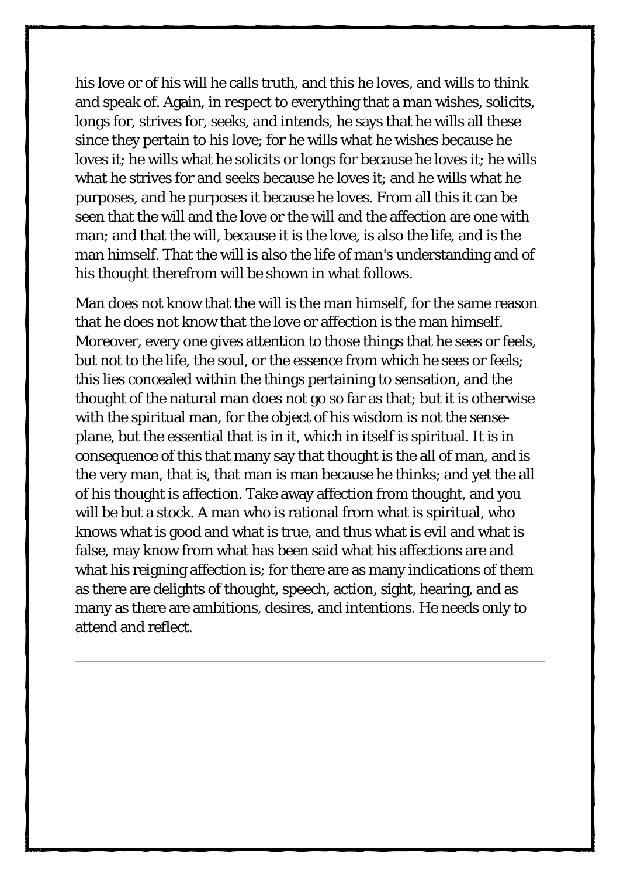his love or of his will he calls truth, and this he loves, and wills to think and speak of. Again, in respect to everything that a man wishes, solicits, longs for, strives for, seeks, and intends, he says that he wills all these since they pertain to his love; for he wills what he wishes because he loves it; he wills what he solicits or longs for because he loves it; he wills what he strives for and seeks because he loves it; and he wills what he purposes, and he purposes it because he loves. From all this it can be seen that the will and the love or the will and the affection are one with man; and that the will, because it is the love, is also the life, and is the man himself. That the will is also the life of man's understanding and of his thought therefrom will be shown in what follows.

Man does not know that the will is the man himself, for the same reason that he does not know that the love or affection is the man himself. Moreover, every one gives attention to those things that he sees or feels, but not to the life, the soul, or the essence from which he sees or feels; this lies concealed within the things pertaining to sensation, and the thought of the natural man does not go so far as that; but it is otherwise with the spiritual man, for the object of his wisdom is not the sense-plane, but the essential that is in it, which in itself is spiritual. It is in consequence of this that many say that thought is the all of man, and is the very man, that is, that man is man because he thinks; and yet the all of his thought is affection. Take away affection from thought, and you will be but a stock. A man who is rational from what is spiritual, who knows what is good and what is true, and thus what is evil and what is false, may know from what has been said what his affections are and what his reigning affection is; for there are as many indications of them as there are delights of thought, speech, action, sight, hearing, and as many as there are ambitions, desires, and intentions. He needs only to attend and reflect.

---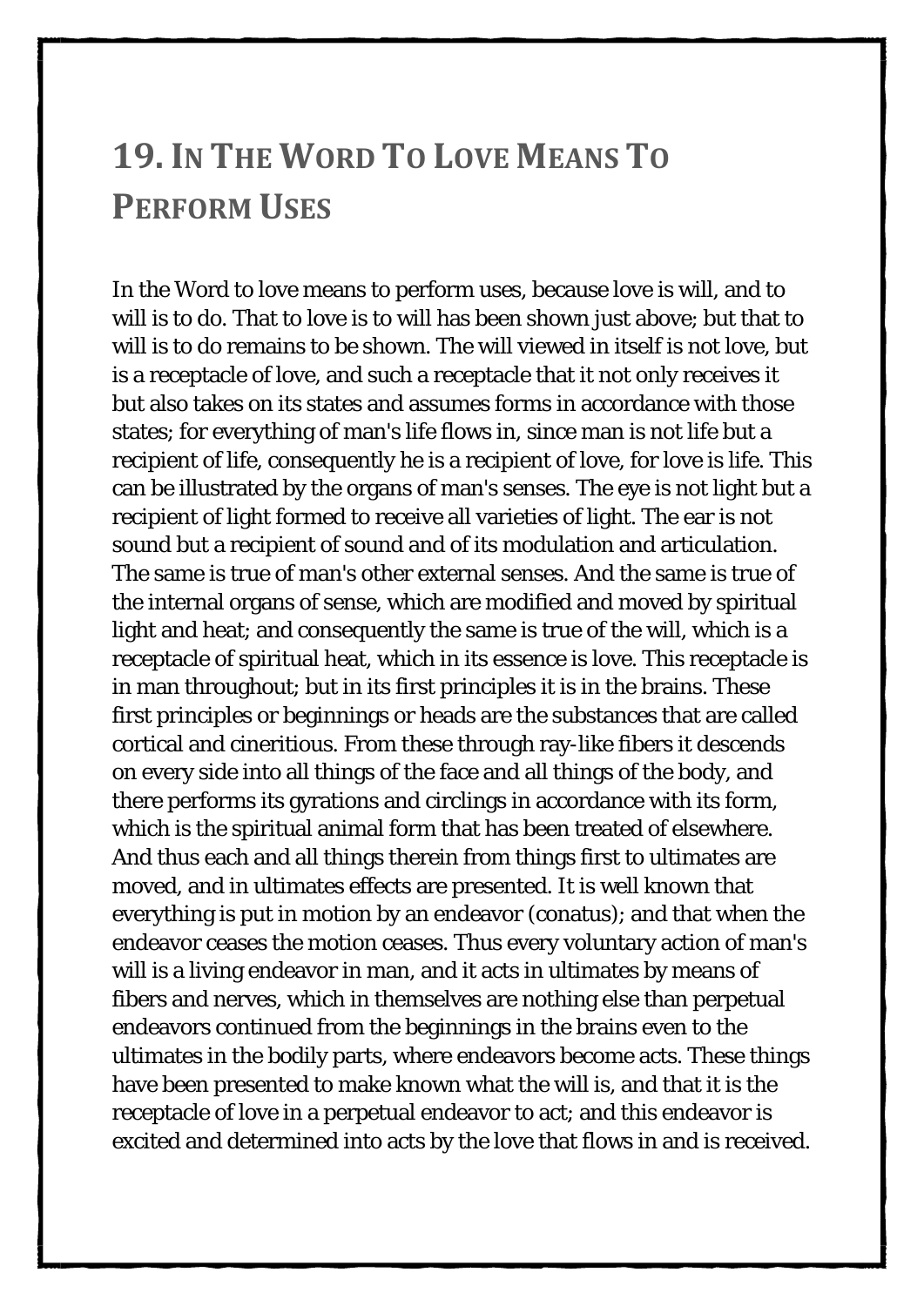## 19. In The Word To Love Means To Perform Uses

In the Word to love means to perform uses, because love is will, and to will is to do. That to love is to will has been shown just above; but that to will is to do remains to be shown. The will viewed in itself is not love, but is a receptacle of love, and such a receptacle that it not only receives it but also takes on its states and assumes forms in accordance with those states; for everything of man's life flows in, since man is not life but a recipient of life, consequently he is a recipient of love, for love is life. This can be illustrated by the organs of man's senses. The eye is not light but a recipient of light formed to receive all varieties of light. The ear is not sound but a recipient of sound and of its modulation and articulation. The same is true of man's other external senses. And the same is true of the internal organs of sense, which are modified and moved by spiritual light and heat; and consequently the same is true of the will, which is a receptacle of spiritual heat, which in its essence is love. This receptacle is in man throughout; but in its first principles it is in the brains. These first principles or beginnings or heads are the substances that are called cortical and cineritious. From these through ray-like fibers it descends on every side into all things of the face and all things of the body, and there performs its gyrations and circlings in accordance with its form, which is the spiritual animal form that has been treated of elsewhere. And thus each and all things therein from things first to ultimates are moved, and in ultimates effects are presented. It is well known that everything is put in motion by an endeavor (conatus); and that when the endeavor ceases the motion ceases. Thus every voluntary action of man's will is a living endeavor in man, and it acts in ultimates by means of fibers and nerves, which in themselves are nothing else than perpetual endeavors continued from the beginnings in the brains even to the ultimates in the bodily parts, where endeavors become acts. These things have been presented to make known what the will is, and that it is the receptacle of love in a perpetual endeavor to act; and this endeavor is excited and determined into acts by the love that flows in and is received.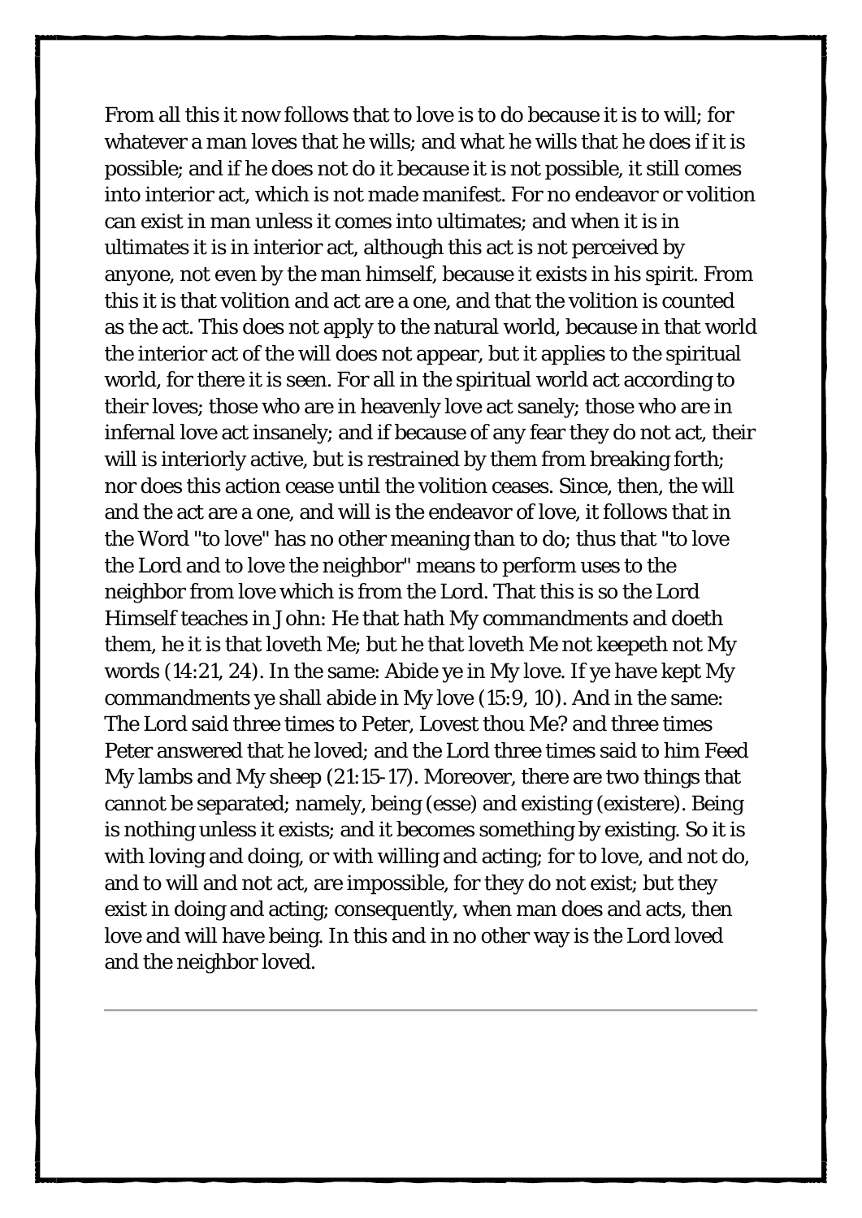From all this it now follows that to love is to do because it is to will; for whatever a man loves that he wills; and what he wills that he does if it is possible; and if he does not do it because it is not possible, it still comes into interior act, which is not made manifest. For no endeavor or volition can exist in man unless it comes into ultimates; and when it is in ultimates it is in interior act, although this act is not perceived by anyone, not even by the man himself, because it exists in his spirit. From this it is that volition and act are a one, and that the volition is counted as the act. This does not apply to the natural world, because in that world the interior act of the will does not appear, but it applies to the spiritual world, for there it is seen. For all in the spiritual world act according to their loves; those who are in heavenly love act sanely; those who are in infernal love act insanely; and if because of any fear they do not act, their will is interiorly active, but is restrained by them from breaking forth; nor does this action cease until the volition ceases. Since, then, the will and the act are a one, and will is the endeavor of love, it follows that in the Word "to love" has no other meaning than to do; thus that "to love the Lord and to love the neighbor" means to perform uses to the neighbor from love which is from the Lord. That this is so the Lord Himself teaches in John: He that hath My commandments and doeth them, he it is that loveth Me; but he that loveth Me not keepeth not My words (14:21, 24). In the same: Abide ye in My love. If ye have kept My commandments ye shall abide in My love (15:9, 10). And in the same: The Lord said three times to Peter, Lovest thou Me? and three times Peter answered that he loved; and the Lord three times said to him Feed My lambs and My sheep (21:15-17). Moreover, there are two things that cannot be separated; namely, being (esse) and existing (existere). Being is nothing unless it exists; and it becomes something by existing. So it is with loving and doing, or with willing and acting; for to love, and not do, and to will and not act, are impossible, for they do not exist; but they exist in doing and acting; consequently, when man does and acts, then love and will have being. In this and in no other way is the Lord loved and the neighbor loved.

---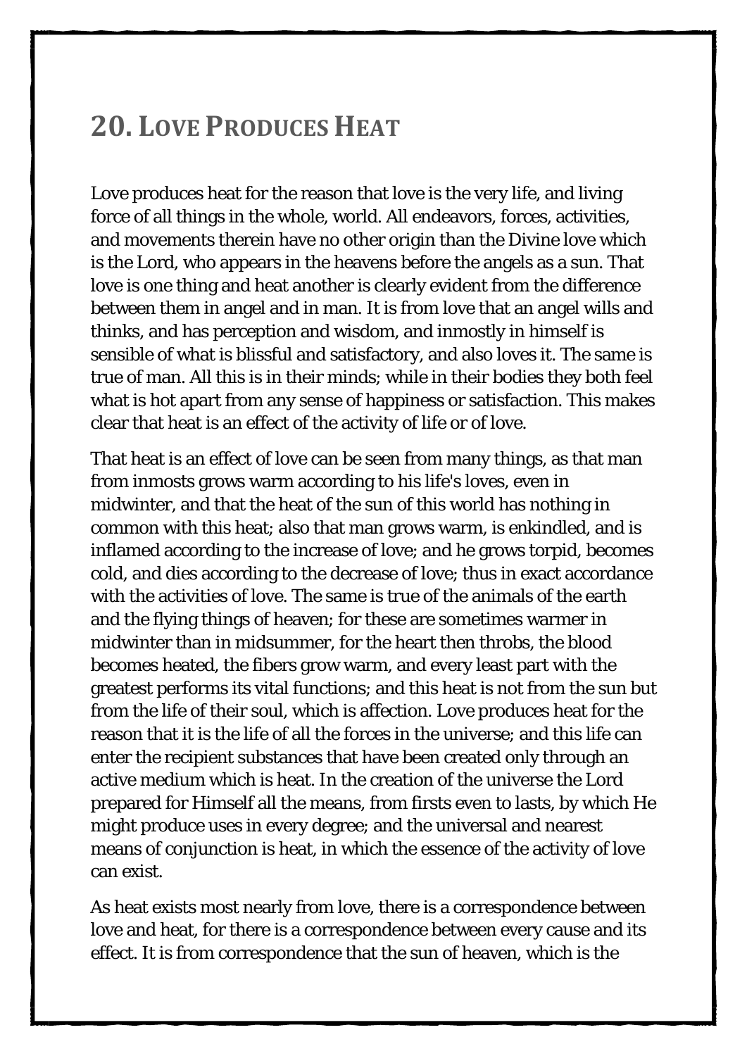## 20. Love Produces Heat

Love produces heat for the reason that love is the very life, and living force of all things in the whole, world. All endeavors, forces, activities, and movements therein have no other origin than the Divine love which is the Lord, who appears in the heavens before the angels as a sun. That love is one thing and heat another is clearly evident from the difference between them in angel and in man. It is from love that an angel wills and thinks, and has perception and wisdom, and inmostly in himself is sensible of what is blissful and satisfactory, and also loves it. The same is true of man. All this is in their minds; while in their bodies they both feel what is hot apart from any sense of happiness or satisfaction. This makes clear that heat is an effect of the activity of life or of love.

That heat is an effect of love can be seen from many things, as that man from inmosts grows warm according to his life's loves, even in midwinter, and that the heat of the sun of this world has nothing in common with this heat; also that man grows warm, is enkindled, and is inflamed according to the increase of love; and he grows torpid, becomes cold, and dies according to the decrease of love; thus in exact accordance with the activities of love. The same is true of the animals of the earth and the flying things of heaven; for these are sometimes warmer in midwinter than in midsummer, for the heart then throbs, the blood becomes heated, the fibers grow warm, and every least part with the greatest performs its vital functions; and this heat is not from the sun but from the life of their soul, which is affection. Love produces heat for the reason that it is the life of all the forces in the universe; and this life can enter the recipient substances that have been created only through an active medium which is heat. In the creation of the universe the Lord prepared for Himself all the means, from firsts even to lasts, by which He might produce uses in every degree; and the universal and nearest means of conjunction is heat, in which the essence of the activity of love can exist.

As heat exists most nearly from love, there is a correspondence between love and heat, for there is a correspondence between every cause and its effect. It is from correspondence that the sun of heaven, which is the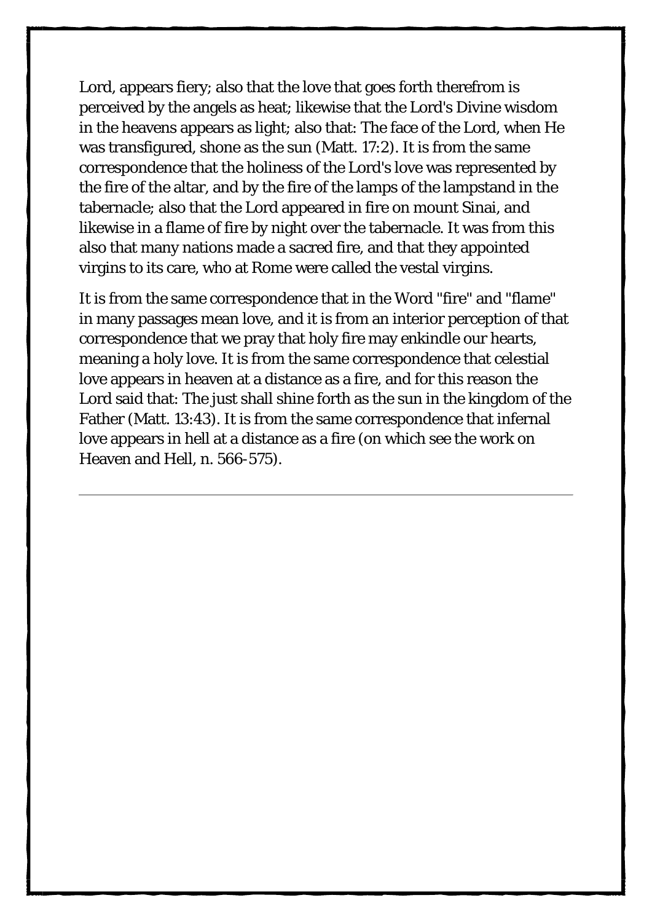Lord, appears fiery; also that the love that goes forth therefrom is perceived by the angels as heat; likewise that the Lord's Divine wisdom in the heavens appears as light; also that: The face of the Lord, when He was transfigured, shone as the sun (Matt. 17:2). It is from the same correspondence that the holiness of the Lord's love was represented by the fire of the altar, and by the fire of the lamps of the lampstand in the tabernacle; also that the Lord appeared in fire on mount Sinai, and likewise in a flame of fire by night over the tabernacle. It was from this also that many nations made a sacred fire, and that they appointed virgins to its care, who at Rome were called the vestal virgins.

It is from the same correspondence that in the Word "fire" and "flame" in many passages mean love, and it is from an interior perception of that correspondence that we pray that holy fire may enkindle our hearts, meaning a holy love. It is from the same correspondence that celestial love appears in heaven at a distance as a fire, and for this reason the Lord said that: The just shall shine forth as the sun in the kingdom of the Father (Matt. 13:43). It is from the same correspondence that infernal love appears in hell at a distance as a fire (on which see the work on Heaven and Hell, n. 566-575).

---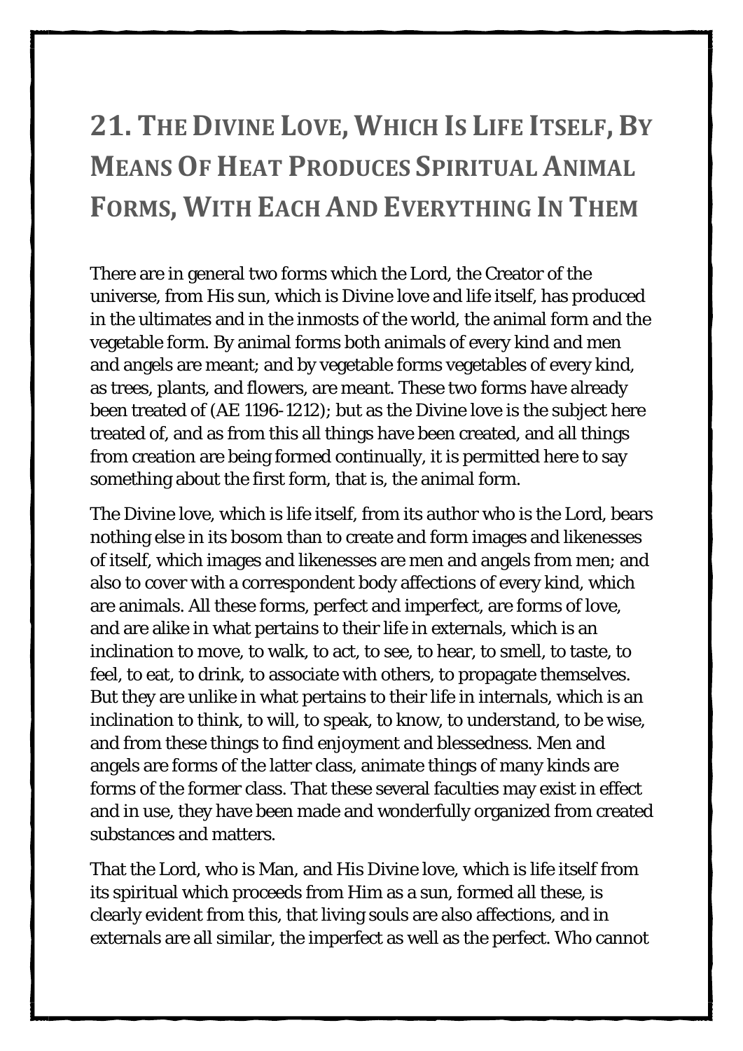# 21. The Divine Love, Which Is Life Itself, By Means Of Heat Produces Spiritual Animal Forms, With Each And Everything In Them

There are in general two forms which the Lord, the Creator of the universe, from His sun, which is Divine love and life itself, has produced in the ultimates and in the inmosts of the world, the animal form and the vegetable form. By animal forms both animals of every kind and men and angels are meant; and by vegetable forms vegetables of every kind, as trees, plants, and flowers, are meant. These two forms have already been treated of (AE 1196-1212); but as the Divine love is the subject here treated of, and as from this all things have been created, and all things from creation are being formed continually, it is permitted here to say something about the first form, that is, the animal form.

The Divine love, which is life itself, from its author who is the Lord, bears nothing else in its bosom than to create and form images and likenesses of itself, which images and likenesses are men and angels from men; and also to cover with a correspondent body affections of every kind, which are animals. All these forms, perfect and imperfect, are forms of love, and are alike in what pertains to their life in externals, which is an inclination to move, to walk, to act, to see, to hear, to smell, to taste, to feel, to eat, to drink, to associate with others, to propagate themselves. But they are unlike in what pertains to their life in internals, which is an inclination to think, to will, to speak, to know, to understand, to be wise, and from these things to find enjoyment and blessedness. Men and angels are forms of the latter class, animate things of many kinds are forms of the former class. That these several faculties may exist in effect and in use, they have been made and wonderfully organized from created substances and matters.

That the Lord, who is Man, and His Divine love, which is life itself from its spiritual which proceeds from Him as a sun, formed all these, is clearly evident from this, that living souls are also affections, and in externals are all similar, the imperfect as well as the perfect. Who cannot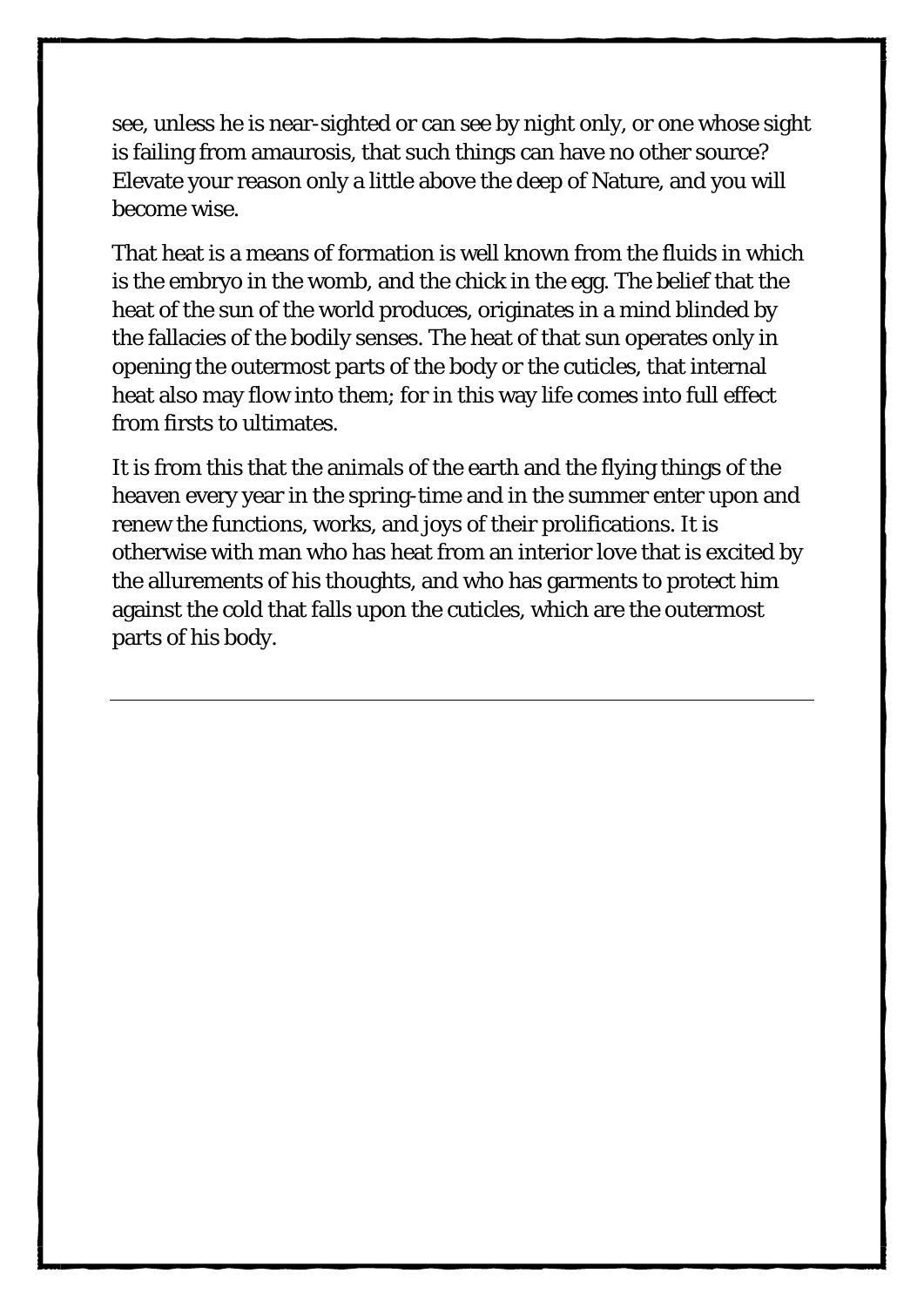see, unless he is near-sighted or can see by night only, or one whose sight is failing from amaurosis, that such things can have no other source? Elevate your reason only a little above the deep of Nature, and you will become wise.

That heat is a means of formation is well known from the fluids in which is the embryo in the womb, and the chick in the egg. The belief that the heat of the sun of the world produces, originates in a mind blinded by the fallacies of the bodily senses. The heat of that sun operates only in opening the outermost parts of the body or the cuticles, that internal heat also may flow into them; for in this way life comes into full effect from firsts to ultimates.

It is from this that the animals of the earth and the flying things of the heaven every year in the spring-time and in the summer enter upon and renew the functions, works, and joys of their prolifications. It is otherwise with man who has heat from an interior love that is excited by the allurements of his thoughts, and who has garments to protect him against the cold that falls upon the cuticles, which are the outermost parts of his body.

---